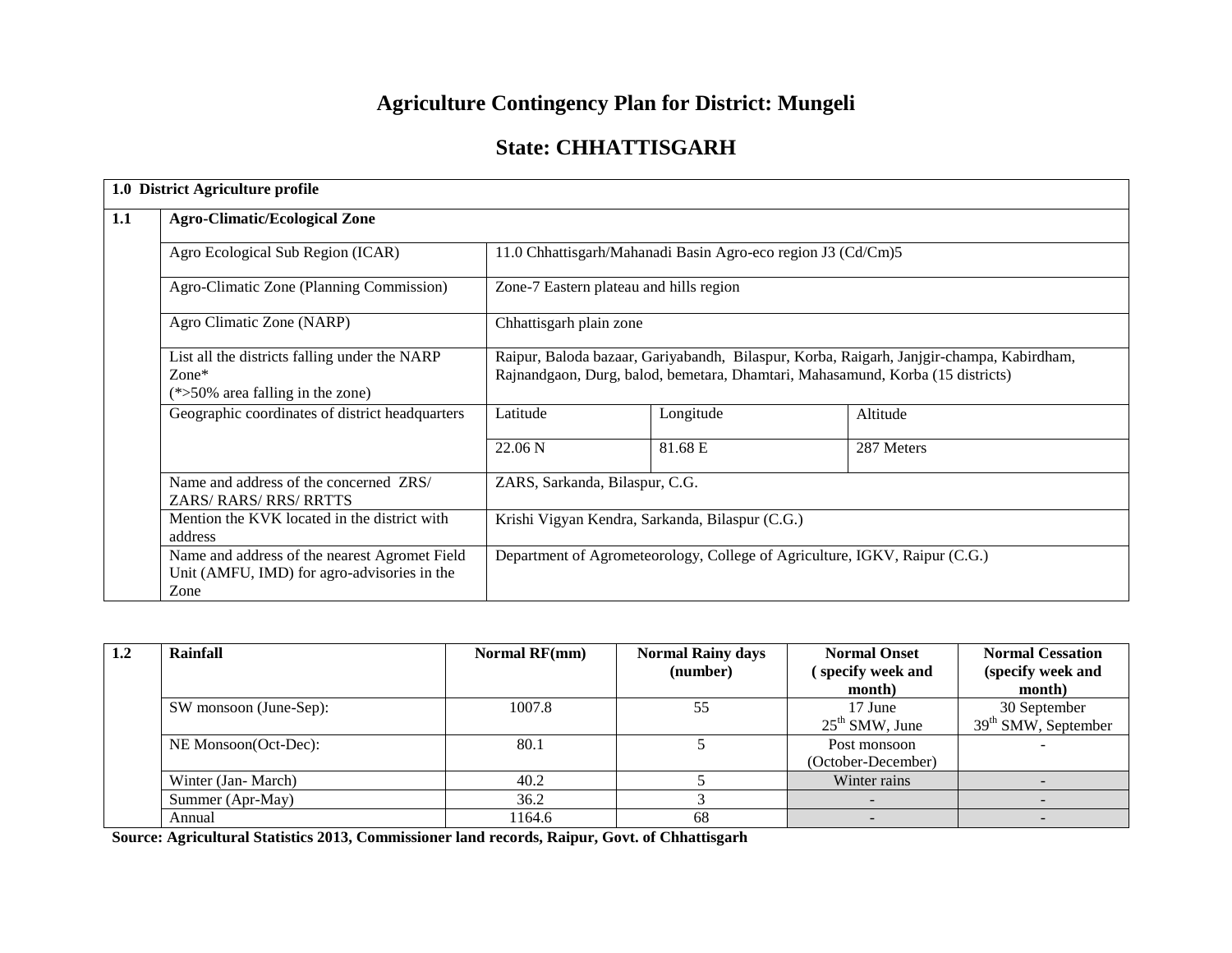# Agriculture Contingency Plan for District: Mungeli

## State: CHHATTISGARH

| 1.0 District Agriculture profile | | | | |
|---|---|---|---|---|
| **1.1** | **Agro-Climatic/Ecological Zone** | | | |
| | Agro Ecological Sub Region (ICAR) | 11.0 Chhattisgarh/Mahanadi Basin Agro-eco region J3 (Cd/Cm)5 | | |
| | Agro-Climatic Zone (Planning Commission) | Zone-7 Eastern plateau and hills region | | |
| | Agro Climatic Zone (NARP) | Chhattisgarh plain zone | | |
| | List all the districts falling under the NARP Zone* (*>50% area falling in the zone) | Raipur, Baloda bazaar, Gariyabandh, Bilaspur, Korba, Raigarh, Janjgir-champa, Kabirdham, Rajnandgaon, Durg, balod, bemetara, Dhamtari, Mahasamund, Korba (15 districts) | | |
| | Geographic coordinates of district headquarters | Latitude | Longitude | Altitude |
| | | 22.06 N | 81.68 E | 287 Meters |
| | Name and address of the concerned ZRS/ ZARS/ RARS/ RRS/ RRTTS | ZARS, Sarkanda, Bilaspur, C.G. | | |
| | Mention the KVK located in the district with address | Krishi Vigyan Kendra, Sarkanda, Bilaspur (C.G.) | | |
| | Name and address of the nearest Agromet Field Unit (AMFU, IMD) for agro-advisories in the Zone | Department of Agrometeorology, College of Agriculture, IGKV, Raipur (C.G.) | | |

| 1.2 | Rainfall | Normal RF(mm) | Normal Rainy days (number) | Normal Onset ( specify week and month) | Normal Cessation (specify week and month) |
|---|---|---|---|---|---|
| | SW monsoon (June-Sep): | 1007.8 | 55 | 17 June 25th SMW, June | 30 September 39th SMW, September |
| | NE Monsoon(Oct-Dec): | 80.1 | 5 | Post monsoon (October-December) | - |
| | Winter (Jan- March) | 40.2 | 5 | Winter rains | - |
| | Summer (Apr-May) | 36.2 | 3 | - | - |
| | Annual | 1164.6 | 68 | - | - |

**Source: Agricultural Statistics 2013, Commissioner land records, Raipur, Govt. of Chhattisgarh**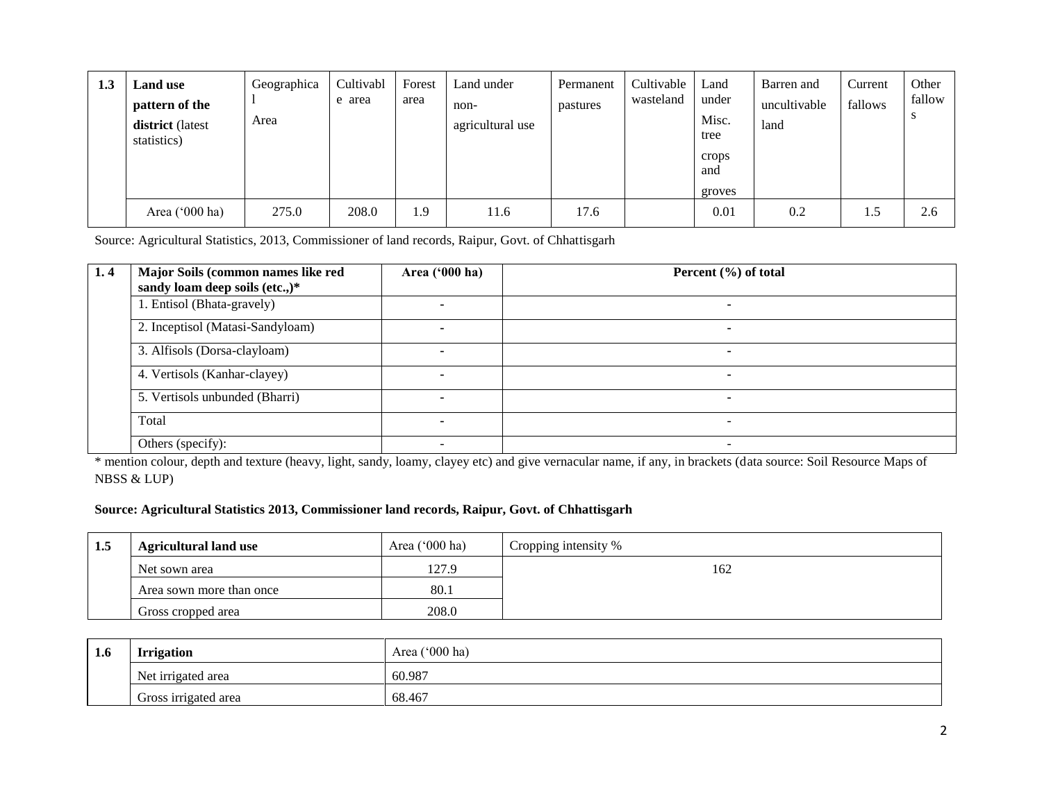| 1.3 | Land use pattern of the district (latest statistics) | Geographical Area | Cultivable area | Forest area | Land under non-agricultural use | Permanent pastures | Cultivable wasteland | Land under Misc. tree crops and groves | Barren and uncultivable land | Current fallows | Other fallows |
|---|---|---|---|---|---|---|---|---|---|---|---|
| | Area ('000 ha) | 275.0 | 208.0 | 1.9 | 11.6 | 17.6 | | 0.01 | 0.2 | 1.5 | 2.6 |

Source: Agricultural Statistics, 2013, Commissioner of land records, Raipur, Govt. of Chhattisgarh

| 1. 4 | Major Soils (common names like red sandy loam deep soils (etc.,)* | Area ('000 ha) | Percent (%) of total |
|---|---|---|---|
| | 1. Entisol (Bhata-gravely) | - | - |
| | 2. Inceptisol (Matasi-Sandyloam) | - | - |
| | 3. Alfisols (Dorsa-clayloam) | - | - |
| | 4. Vertisols (Kanhar-clayey) | - | - |
| | 5. Vertisols unbunded (Bharri) | - | - |
| | Total | - | - |
| | Others (specify): | - | - |

* mention colour, depth and texture (heavy, light, sandy, loamy, clayey etc) and give vernacular name, if any, in brackets (data source: Soil Resource Maps of NBSS & LUP)

**Source: Agricultural Statistics 2013, Commissioner land records, Raipur, Govt. of Chhattisgarh**

| 1.5 | Agricultural land use | Area ('000 ha) | Cropping intensity % |
|---|---|---|---|
| | Net sown area | 127.9 | 162 |
| | Area sown more than once | 80.1 | |
| | Gross cropped area | 208.0 | |

| 1.6 | Irrigation | Area ('000 ha) |
|---|---|---|
| | Net irrigated area | 60.987 |
| | Gross irrigated area | 68.467 |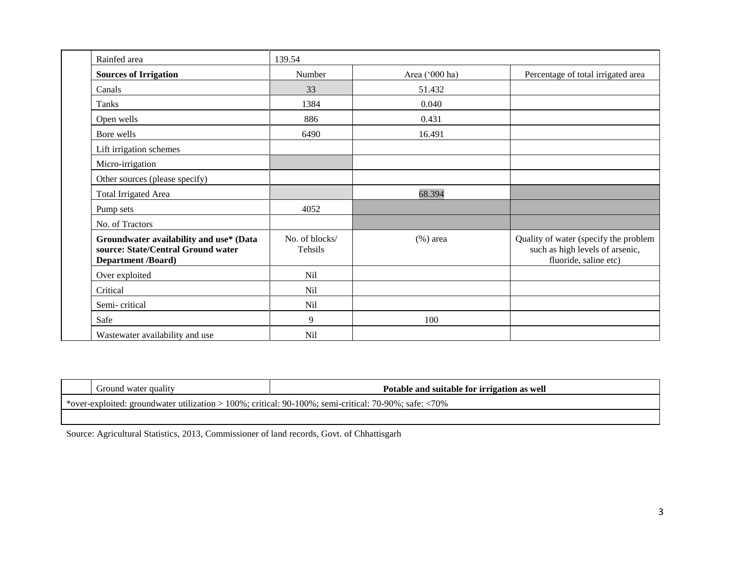| | | | | |
|---|---|---|---|---|
| | Rainfed area | 139.54 | | |
| | **Sources of Irrigation** | Number | Area ('000 ha) | Percentage of total irrigated area |
| | Canals | 33 | 51.432 | |
| | Tanks | 1384 | 0.040 | |
| | Open wells | 886 | 0.431 | |
| | Bore wells | 6490 | 16.491 | |
| | Lift irrigation schemes | | | |
| | Micro-irrigation | | | |
| | Other sources (please specify) | | | |
| | Total Irrigated Area | | 68.394 | |
| | Pump sets | 4052 | | |
| | No. of Tractors | | | |
| | **Groundwater availability and use* (Data source: State/Central Ground water Department /Board)** | No. of blocks/ Tehsils | (%) area | Quality of water (specify the problem such as high levels of arsenic, fluoride, saline etc) |
| | Over exploited | Nil | | |
| | Critical | Nil | | |
| | Semi- critical | Nil | | |
| | Safe | 9 | 100 | |
| | Wastewater availability and use | Nil | | |

| | | |
|---|---|---|
| | Ground water quality | **Potable and suitable for irrigation as well** |
| *over-exploited: groundwater utilization > 100%; critical: 90-100%; semi-critical: 70-90%; safe: <70% | | |
| | | |

Source: Agricultural Statistics, 2013, Commissioner of land records, Govt. of Chhattisgarh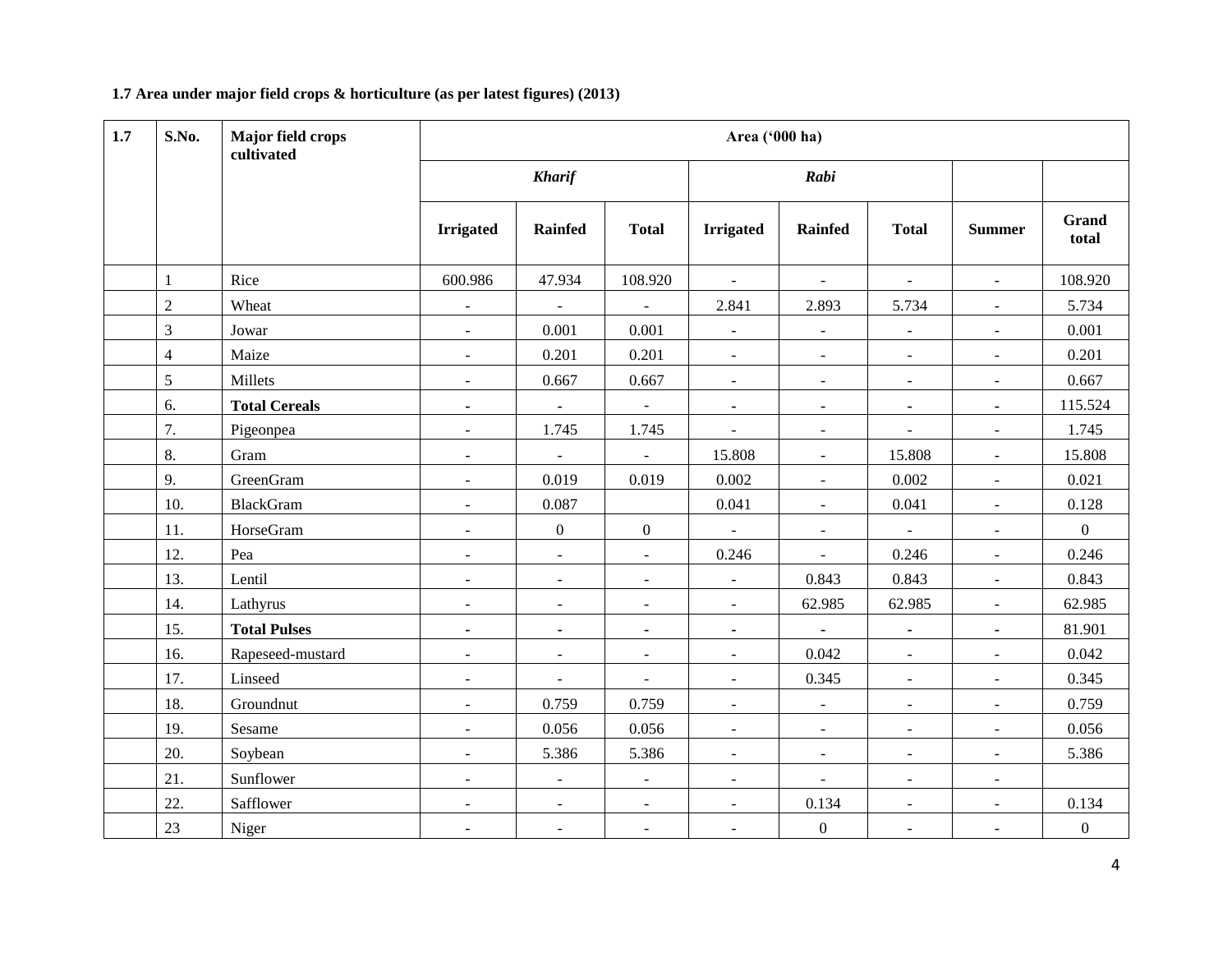**1.7 Area under major field crops & horticulture (as per latest figures) (2013)**

| 1.7 | S.No. | Major field crops cultivated | Area ('000 ha) | | | | | | | |
|---|---|---|---|---|---|---|---|---|---|---|
| | | | *Kharif* | | | *Rabi* | | | | |
| | | | Irrigated | Rainfed | Total | Irrigated | Rainfed | Total | Summer | Grand total |
| | 1 | Rice | 600.986 | 47.934 | 108.920 | - | - | - | - | 108.920 |
| | 2 | Wheat | - | - | - | 2.841 | 2.893 | 5.734 | - | 5.734 |
| | 3 | Jowar | - | 0.001 | 0.001 | - | - | - | - | 0.001 |
| | 4 | Maize | - | 0.201 | 0.201 | - | - | - | - | 0.201 |
| | 5 | Millets | - | 0.667 | 0.667 | - | - | - | - | 0.667 |
| | 6. | **Total Cereals** | - | - | - | - | - | - | - | 115.524 |
| | 7. | Pigeonpea | - | 1.745 | 1.745 | - | - | - | - | 1.745 |
| | 8. | Gram | - | - | - | 15.808 | - | 15.808 | - | 15.808 |
| | 9. | GreenGram | - | 0.019 | 0.019 | 0.002 | - | 0.002 | - | 0.021 |
| | 10. | BlackGram | - | 0.087 | | 0.041 | - | 0.041 | - | 0.128 |
| | 11. | HorseGram | - | 0 | 0 | - | - | - | - | 0 |
| | 12. | Pea | - | - | - | 0.246 | - | 0.246 | - | 0.246 |
| | 13. | Lentil | - | - | - | - | 0.843 | 0.843 | - | 0.843 |
| | 14. | Lathyrus | - | - | - | - | 62.985 | 62.985 | - | 62.985 |
| | 15. | **Total Pulses** | - | - | - | - | - | - | - | 81.901 |
| | 16. | Rapeseed-mustard | - | - | - | - | 0.042 | - | - | 0.042 |
| | 17. | Linseed | - | - | - | - | 0.345 | - | - | 0.345 |
| | 18. | Groundnut | - | 0.759 | 0.759 | - | - | - | - | 0.759 |
| | 19. | Sesame | - | 0.056 | 0.056 | - | - | - | - | 0.056 |
| | 20. | Soybean | - | 5.386 | 5.386 | - | - | - | - | 5.386 |
| | 21. | Sunflower | - | - | - | - | - | - | - | |
| | 22. | Safflower | - | - | - | - | 0.134 | - | - | 0.134 |
| | 23 | Niger | - | - | - | - | 0 | - | - | 0 |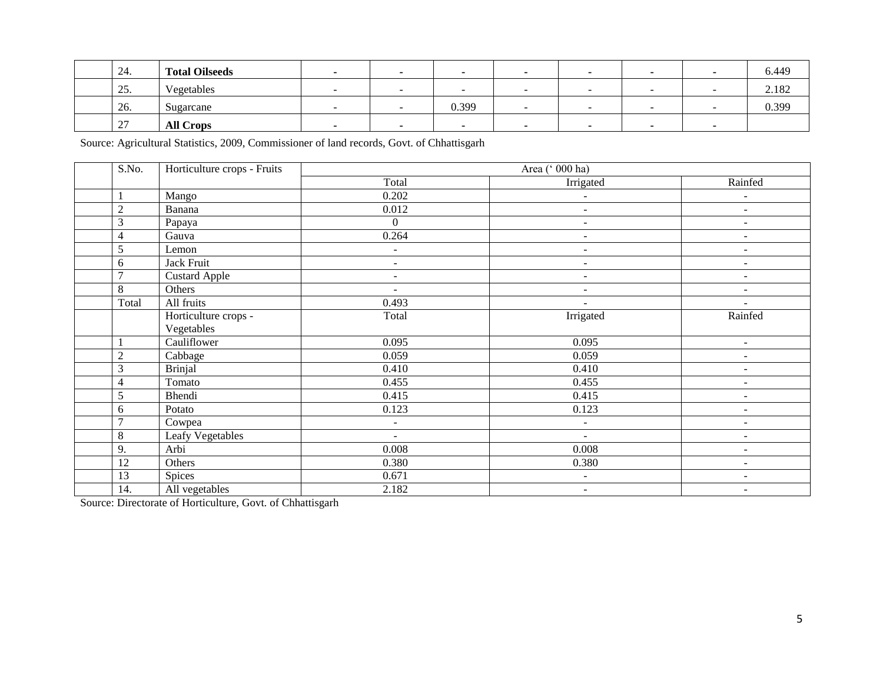| | | | | | | | | | |
|---|---|---|---|---|---|---|---|---|---|
| | 24. | **Total Oilseeds** | - | - | - | - | - | - | - | 6.449 |
| | 25. | Vegetables | - | - | - | - | - | - | - | 2.182 |
| | 26. | Sugarcane | - | - | 0.399 | - | - | - | - | 0.399 |
| | 27 | **All Crops** | - | - | - | - | - | - | - | |

Source: Agricultural Statistics, 2009, Commissioner of land records, Govt. of Chhattisgarh

| | S.No. | Horticulture crops - Fruits | Area (' 000 ha) | | |
|---|---|---|---|---|---|
| | | | Total | Irrigated | Rainfed |
| | 1 | Mango | 0.202 | - | - |
| | 2 | Banana | 0.012 | - | - |
| | 3 | Papaya | 0 | - | - |
| | 4 | Gauva | 0.264 | - | - |
| | 5 | Lemon | - | - | - |
| | 6 | Jack Fruit | - | - | - |
| | 7 | Custard Apple | - | - | - |
| | 8 | Others | - | - | - |
| | Total | All fruits | 0.493 | - | - |
| | | Horticulture crops - Vegetables | Total | Irrigated | Rainfed |
| | 1 | Cauliflower | 0.095 | 0.095 | - |
| | 2 | Cabbage | 0.059 | 0.059 | - |
| | 3 | Brinjal | 0.410 | 0.410 | - |
| | 4 | Tomato | 0.455 | 0.455 | - |
| | 5 | Bhendi | 0.415 | 0.415 | - |
| | 6 | Potato | 0.123 | 0.123 | - |
| | 7 | Cowpea | - | - | - |
| | 8 | Leafy Vegetables | - | - | - |
| | 9. | Arbi | 0.008 | 0.008 | - |
| | 12 | Others | 0.380 | 0.380 | - |
| | 13 | Spices | 0.671 | - | - |
| | 14. | All vegetables | 2.182 | - | - |

Source: Directorate of Horticulture, Govt. of Chhattisgarh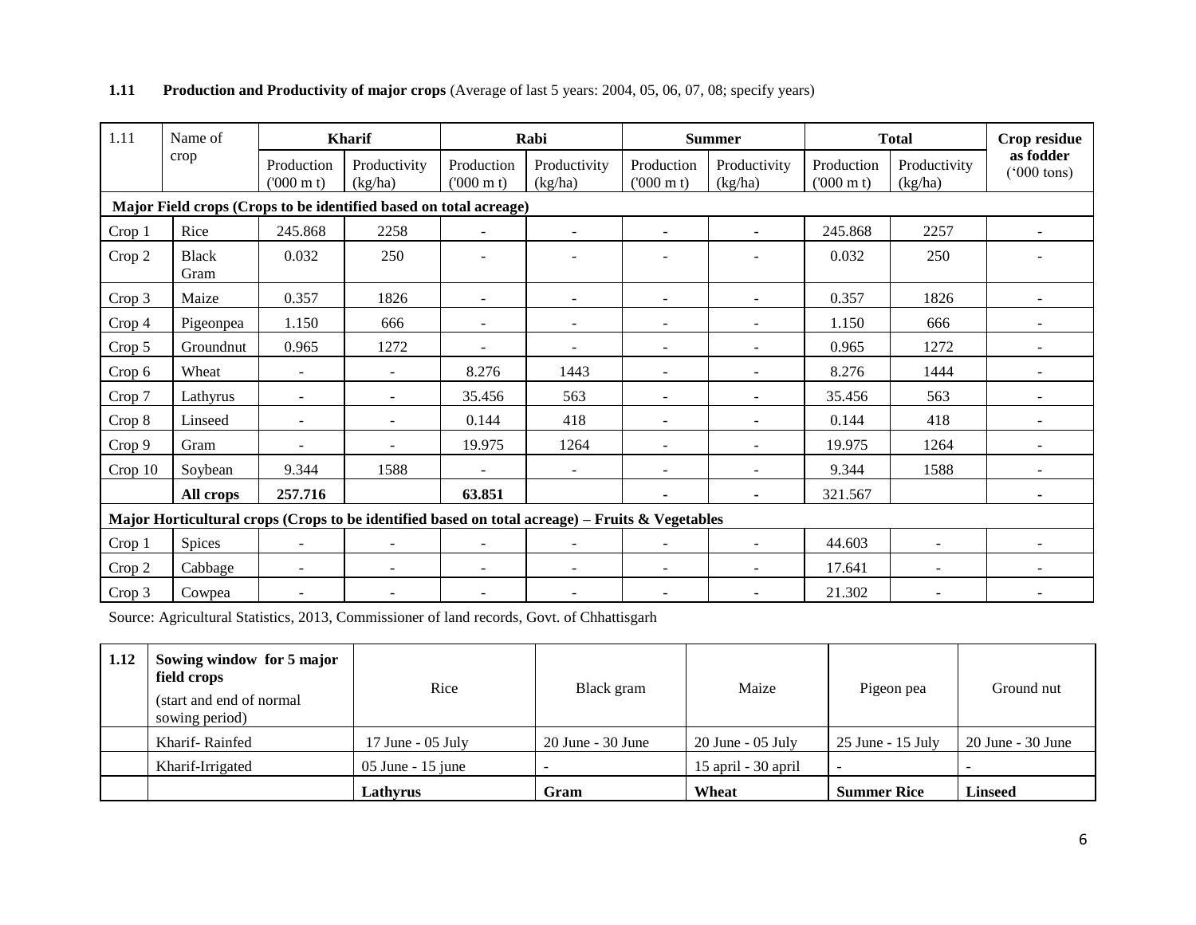**1.11 Production and Productivity of major crops** (Average of last 5 years: 2004, 05, 06, 07, 08; specify years)

| 1.11 | Name of crop | Kharif | | Rabi | | Summer | | Total | | Crop residue as fodder ('000 tons) |
|---|---|---|---|---|---|---|---|---|---|---|
| | | Production ('000 m t) | Productivity (kg/ha) | Production ('000 m t) | Productivity (kg/ha) | Production ('000 m t) | Productivity (kg/ha) | Production ('000 m t) | Productivity (kg/ha) | |
| **Major Field crops (Crops to be identified based on total acreage)** | | | | | | | | | | |
| Crop 1 | Rice | 245.868 | 2258 | - | - | - | - | 245.868 | 2257 | - |
| Crop 2 | Black Gram | 0.032 | 250 | - | - | - | - | 0.032 | 250 | - |
| Crop 3 | Maize | 0.357 | 1826 | - | - | - | - | 0.357 | 1826 | - |
| Crop 4 | Pigeonpea | 1.150 | 666 | - | - | - | - | 1.150 | 666 | - |
| Crop 5 | Groundnut | 0.965 | 1272 | - | - | - | - | 0.965 | 1272 | - |
| Crop 6 | Wheat | - | - | 8.276 | 1443 | - | - | 8.276 | 1444 | - |
| Crop 7 | Lathyrus | - | - | 35.456 | 563 | - | - | 35.456 | 563 | - |
| Crop 8 | Linseed | - | - | 0.144 | 418 | - | - | 0.144 | 418 | - |
| Crop 9 | Gram | - | - | 19.975 | 1264 | - | - | 19.975 | 1264 | - |
| Crop 10 | Soybean | 9.344 | 1588 | - | - | - | - | 9.344 | 1588 | - |
| | **All crops** | **257.716** | | **63.851** | | **-** | **-** | 321.567 | | **-** |
| **Major Horticultural crops (Crops to be identified based on total acreage) – Fruits & Vegetables** | | | | | | | | | | |
| Crop 1 | Spices | - | - | - | - | - | - | 44.603 | - | - |
| Crop 2 | Cabbage | - | - | - | - | - | - | 17.641 | - | - |
| Crop 3 | Cowpea | - | - | - | - | - | - | 21.302 | - | - |

Source: Agricultural Statistics, 2013, Commissioner of land records, Govt. of Chhattisgarh

| 1.12 | **Sowing window for 5 major field crops** (start and end of normal sowing period) | Rice | Black gram | Maize | Pigeon pea | Ground nut |
|---|---|---|---|---|---|---|
| | Kharif- Rainfed | 17 June - 05 July | 20 June - 30 June | 20 June - 05 July | 25 June - 15 July | 20 June - 30 June |
| | Kharif-Irrigated | 05 June - 15 june | - | 15 april - 30 april | - | - |
| | | **Lathyrus** | **Gram** | **Wheat** | **Summer Rice** | **Linseed** |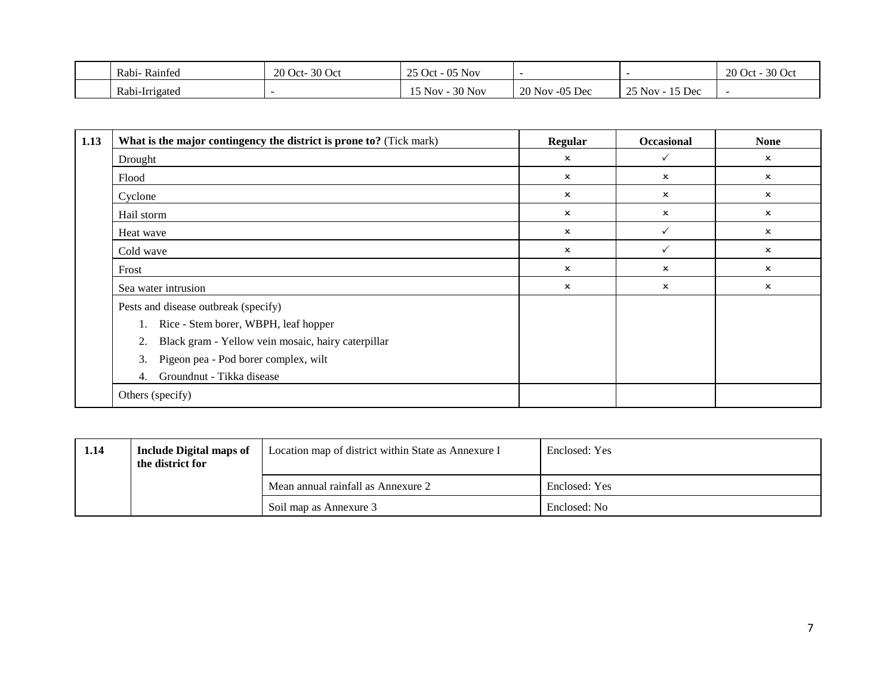| | Rabi- Rainfed | 20 Oct- 30 Oct | 25 Oct - 05 Nov | - | - | 20 Oct - 30 Oct |
|---|---|---|---|---|---|---|
| | Rabi-Irrigated | - | 15 Nov - 30 Nov | 20 Nov -05 Dec | 25 Nov - 15 Dec | - |

| 1.13 | **What is the major contingency the district is prone to?** (Tick mark) | **Regular** | **Occasional** | **None** |
|---|---|---|---|---|
| | Drought | × | ✓ | × |
| | Flood | × | × | × |
| | Cyclone | × | × | × |
| | Hail storm | × | × | × |
| | Heat wave | × | ✓ | × |
| | Cold wave | × | ✓ | × |
| | Frost | × | × | × |
| | Sea water intrusion | × | × | × |
| | Pests and disease outbreak (specify)<br>1. Rice - Stem borer, WBPH, leaf hopper<br>2. Black gram - Yellow vein mosaic, hairy caterpillar<br>3. Pigeon pea - Pod borer complex, wilt<br>4. Groundnut - Tikka disease | | | |
| | Others (specify) | | | |

| 1.14 | **Include Digital maps of the district for** | Location map of district within State as Annexure I | Enclosed: Yes |
|---|---|---|---|
| | | Mean annual rainfall as Annexure 2 | Enclosed: Yes |
| | | Soil map as Annexure 3 | Enclosed: No |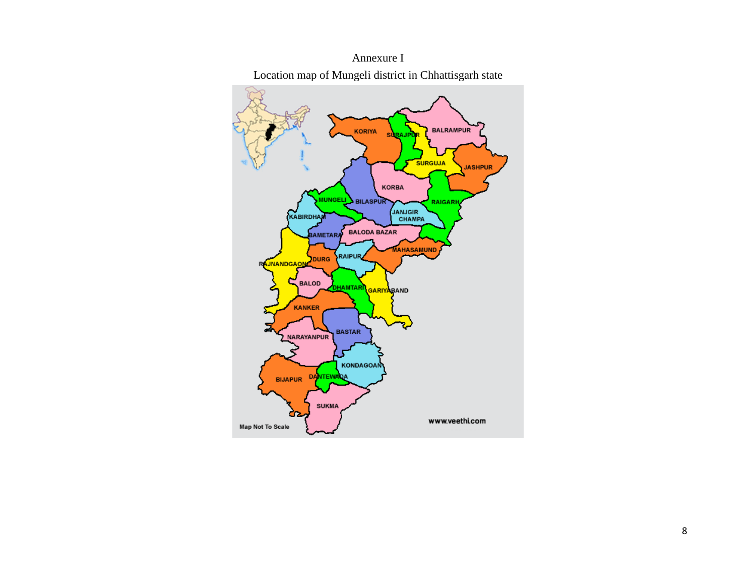Annexure I

Location map of Mungeli district in Chhattisgarh state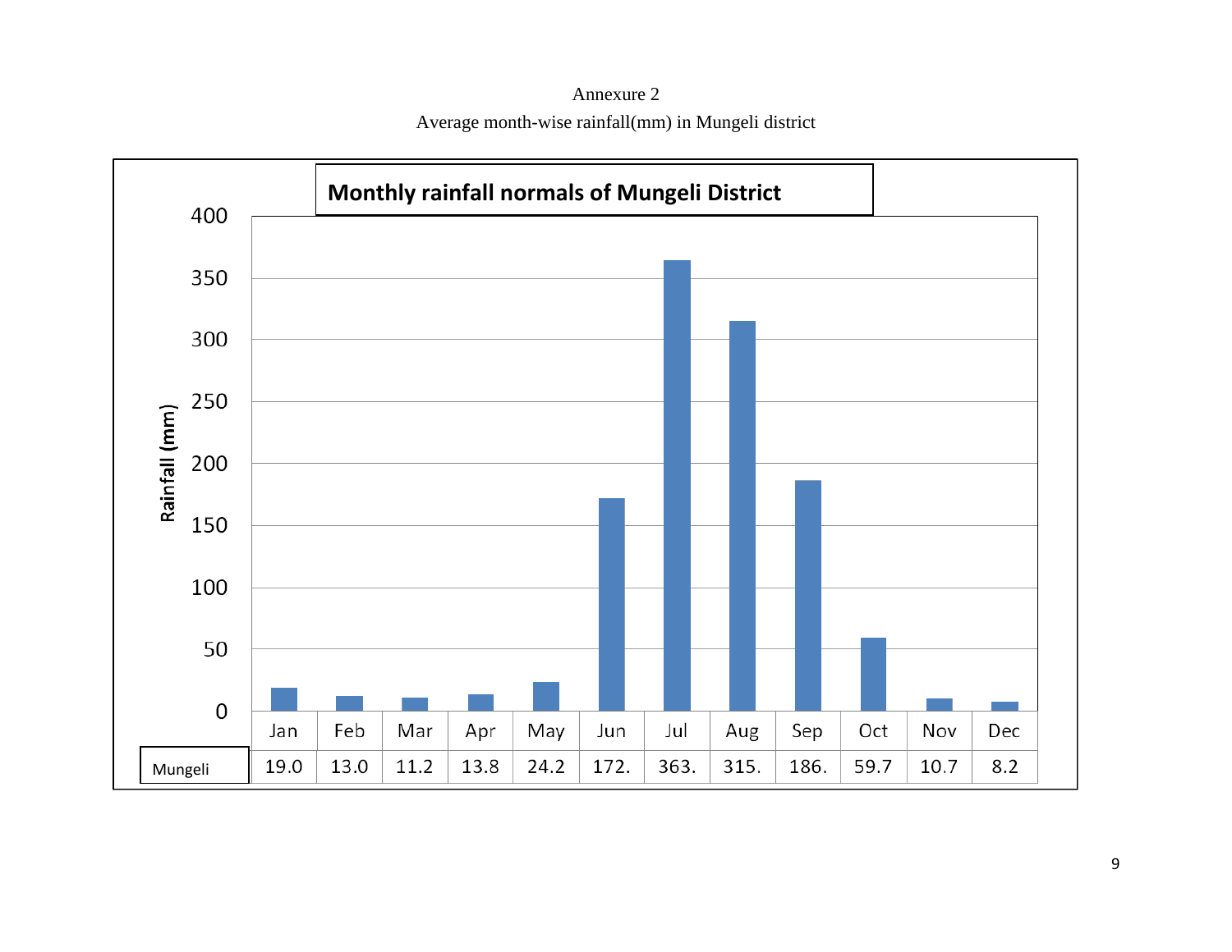Annexure 2

Average month-wise rainfall(mm) in Mungeli district

**Monthly rainfall normals of Mungeli District**

| | Jan | Feb | Mar | Apr | May | Jun | Jul | Aug | Sep | Oct | Nov | Dec |
|---|---|---|---|---|---|---|---|---|---|---|---|---|
| Mungeli | 19.0 | 13.0 | 11.2 | 13.8 | 24.2 | 172. | 363. | 315. | 186. | 59.7 | 10.7 | 8.2 |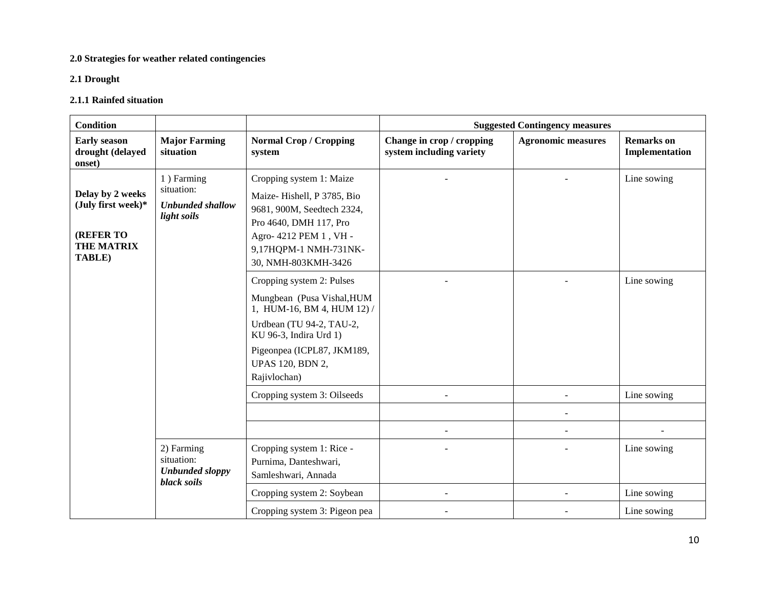**2.0 Strategies for weather related contingencies**

**2.1 Drought**

**2.1.1 Rainfed situation**

| Condition | | | Suggested Contingency measures | | |
|---|---|---|---|---|---|
| **Early season drought (delayed onset)** | **Major Farming situation** | **Normal Crop / Cropping system** | **Change in crop / cropping system including variety** | **Agronomic measures** | **Remarks on Implementation** |
| **Delay by 2 weeks (July first week)\*** **(REFER TO THE MATRIX TABLE)** | 1 ) Farming situation: ***Unbunded shallow light soils*** | Cropping system 1: Maize Maize- Hishell, P 3785, Bio 9681, 900M, Seedtech 2324, Pro 4640, DMH 117, Pro Agro- 4212 PEM 1 , VH - 9,17HQPM-1 NMH-731NK-30, NMH-803KMH-3426 | - | - | Line sowing |
| | | Cropping system 2: Pulses Mungbean (Pusa Vishal,HUM 1, HUM-16, BM 4, HUM 12) / Urdbean (TU 94-2, TAU-2, KU 96-3, Indira Urd 1) Pigeonpea (ICPL87, JKM189, UPAS 120, BDN 2, Rajivlochan) | - | - | Line sowing |
| | | Cropping system 3: Oilseeds | - | - | Line sowing |
| | | | | - | |
| | | | - | - | - |
| | 2) Farming situation: ***Unbunded sloppy black soils*** | Cropping system 1: Rice - Purnima, Danteshwari, Samleshwari, Annada | - | - | Line sowing |
| | | Cropping system 2: Soybean | - | - | Line sowing |
| | | Cropping system 3: Pigeon pea | - | - | Line sowing |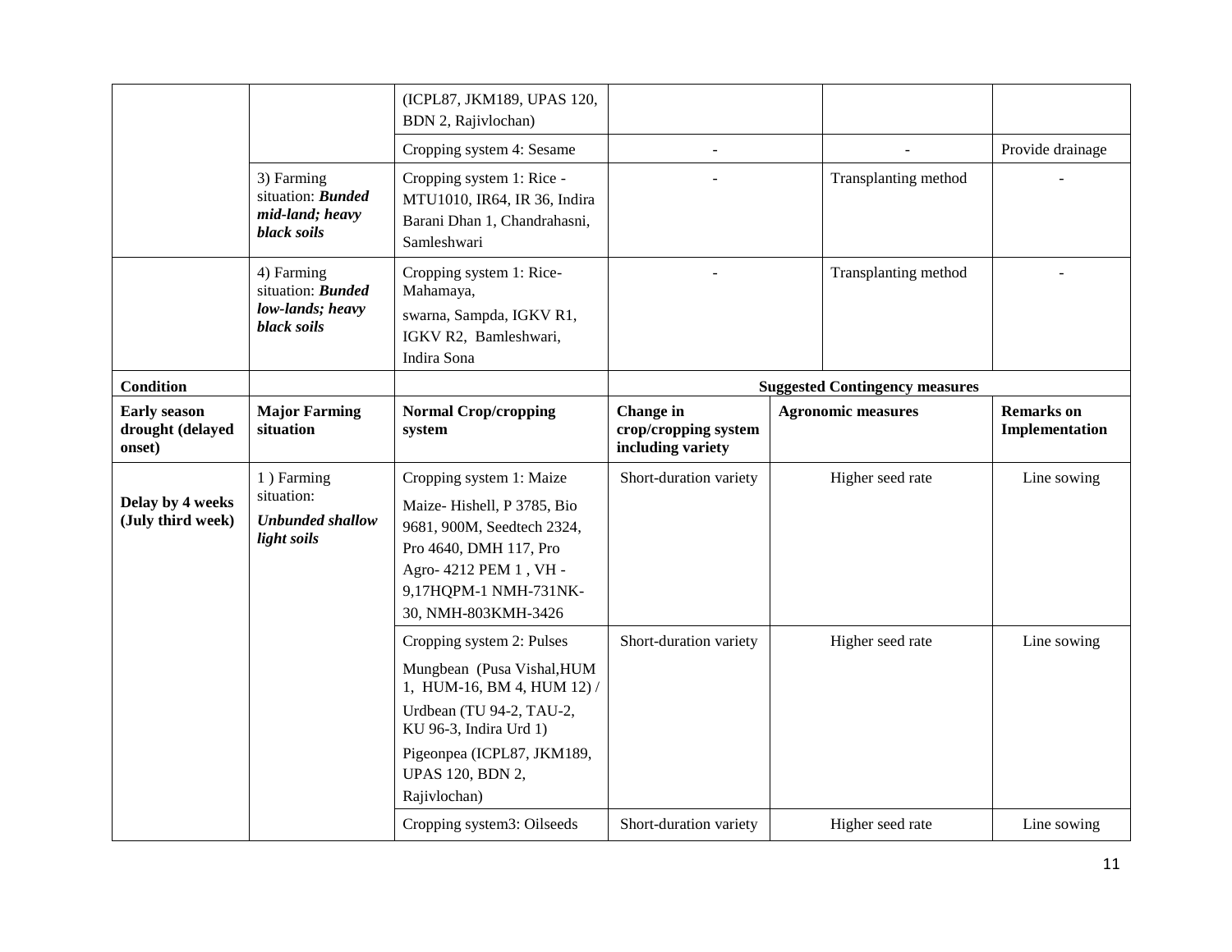| | | (ICPL87, JKM189, UPAS 120, BDN 2, Rajivlochan) | | | |
|---|---|---|---|---|---|
| | | Cropping system 4: Sesame | - | - | Provide drainage |
| | 3) Farming situation: ***Bunded mid-land; heavy black soils*** | Cropping system 1: Rice - MTU1010, IR64, IR 36, Indira Barani Dhan 1, Chandrahasni, Samleshwari | - | Transplanting method | - |
| | 4) Farming situation: ***Bunded low-lands; heavy black soils*** | Cropping system 1: Rice- Mahamaya, swarna, Sampda, IGKV R1, IGKV R2, Bamleshwari, Indira Sona | - | Transplanting method | - |

| **Condition** | | | **Suggested Contingency measures** | | |
|---|---|---|---|---|---|
| **Early season drought (delayed onset)** | **Major Farming situation** | **Normal Crop/cropping system** | **Change in crop/cropping system including variety** | **Agronomic measures** | **Remarks on Implementation** |
| **Delay by 4 weeks (July third week)** | 1 ) Farming situation: ***Unbunded shallow light soils*** | Cropping system 1: Maize<br>Maize- Hishell, P 3785, Bio 9681, 900M, Seedtech 2324, Pro 4640, DMH 117, Pro Agro- 4212 PEM 1 , VH - 9,17HQPM-1 NMH-731NK-30, NMH-803KMH-3426 | Short-duration variety | Higher seed rate | Line sowing |
| | | Cropping system 2: Pulses<br>Mungbean (Pusa Vishal,HUM 1, HUM-16, BM 4, HUM 12) /<br>Urdbean (TU 94-2, TAU-2, KU 96-3, Indira Urd 1)<br>Pigeonpea (ICPL87, JKM189, UPAS 120, BDN 2, Rajivlochan) | Short-duration variety | Higher seed rate | Line sowing |
| | | Cropping system3: Oilseeds | Short-duration variety | Higher seed rate | Line sowing |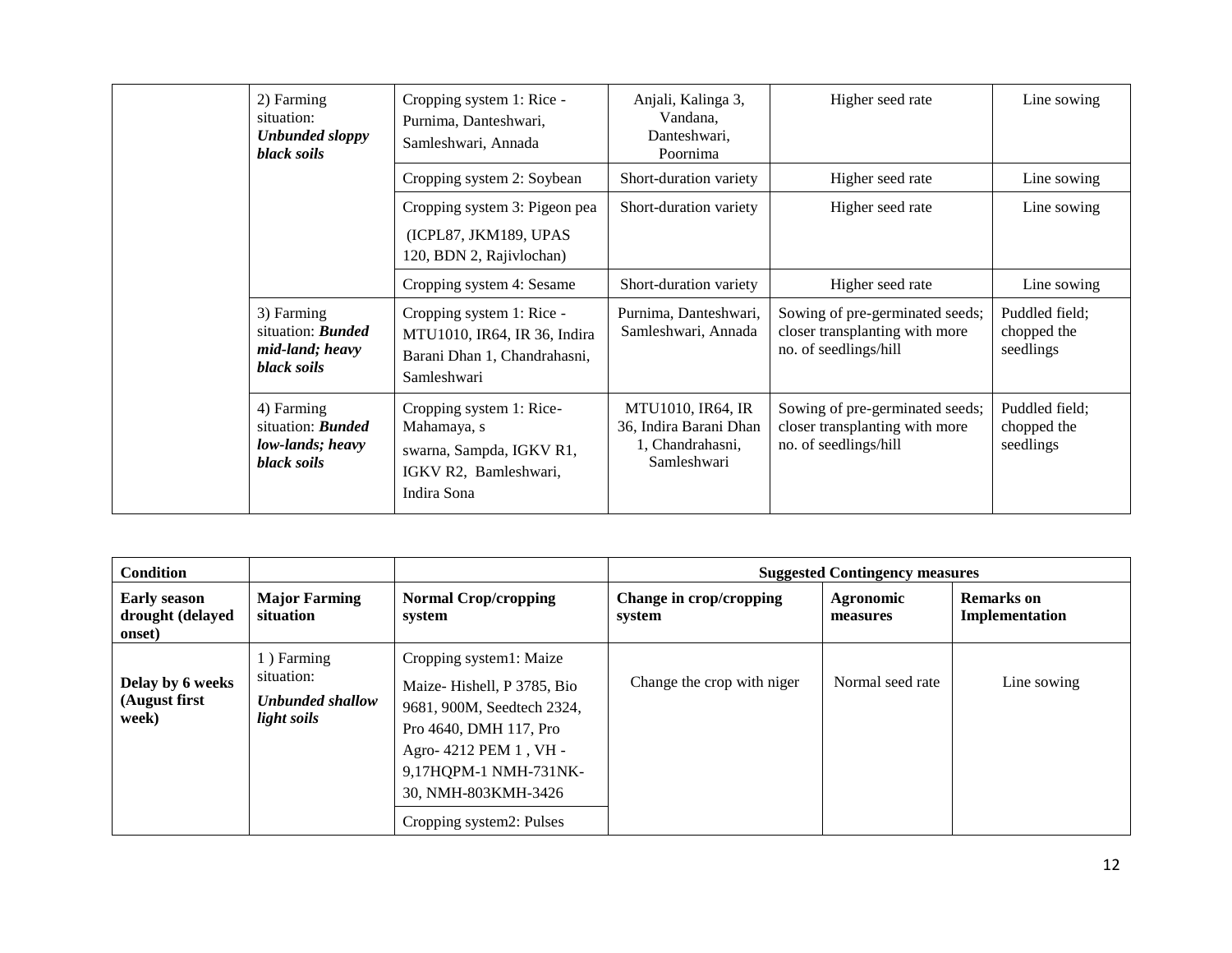| | | | | | |
|---|---|---|---|---|---|
| | 2) Farming situation: ***Unbunded sloppy black soils*** | Cropping system 1: Rice - Purnima, Danteshwari, Samleshwari, Annada | Anjali, Kalinga 3, Vandana, Danteshwari, Poornima | Higher seed rate | Line sowing |
| | | Cropping system 2: Soybean | Short-duration variety | Higher seed rate | Line sowing |
| | | Cropping system 3: Pigeon pea (ICPL87, JKM189, UPAS 120, BDN 2, Rajivlochan) | Short-duration variety | Higher seed rate | Line sowing |
| | | Cropping system 4: Sesame | Short-duration variety | Higher seed rate | Line sowing |
| | 3) Farming situation: ***Bunded mid-land; heavy black soils*** | Cropping system 1: Rice - MTU1010, IR64, IR 36, Indira Barani Dhan 1, Chandrahasni, Samleshwari | Purnima, Danteshwari, Samleshwari, Annada | Sowing of pre-germinated seeds; closer transplanting with more no. of seedlings/hill | Puddled field; chopped the seedlings |
| | 4) Farming situation: ***Bunded low-lands; heavy black soils*** | Cropping system 1: Rice- Mahamaya, s swarna, Sampda, IGKV R1, IGKV R2, Bamleshwari, Indira Sona | MTU1010, IR64, IR 36, Indira Barani Dhan 1, Chandrahasni, Samleshwari | Sowing of pre-germinated seeds; closer transplanting with more no. of seedlings/hill | Puddled field; chopped the seedlings |

| **Condition** | | | **Suggested Contingency measures** | | |
|---|---|---|---|---|---|
| **Early season drought (delayed onset)** | **Major Farming situation** | **Normal Crop/cropping system** | **Change in crop/cropping system** | **Agronomic measures** | **Remarks on Implementation** |
| **Delay by 6 weeks (August first week)** | 1 ) Farming situation: ***Unbunded shallow light soils*** | Cropping system1: Maize<br>Maize- Hishell, P 3785, Bio 9681, 900M, Seedtech 2324, Pro 4640, DMH 117, Pro Agro- 4212 PEM 1 , VH -9,17HQPM-1 NMH-731NK-30, NMH-803KMH-3426 | Change the crop with niger | Normal seed rate | Line sowing |
| | | Cropping system2: Pulses | | | |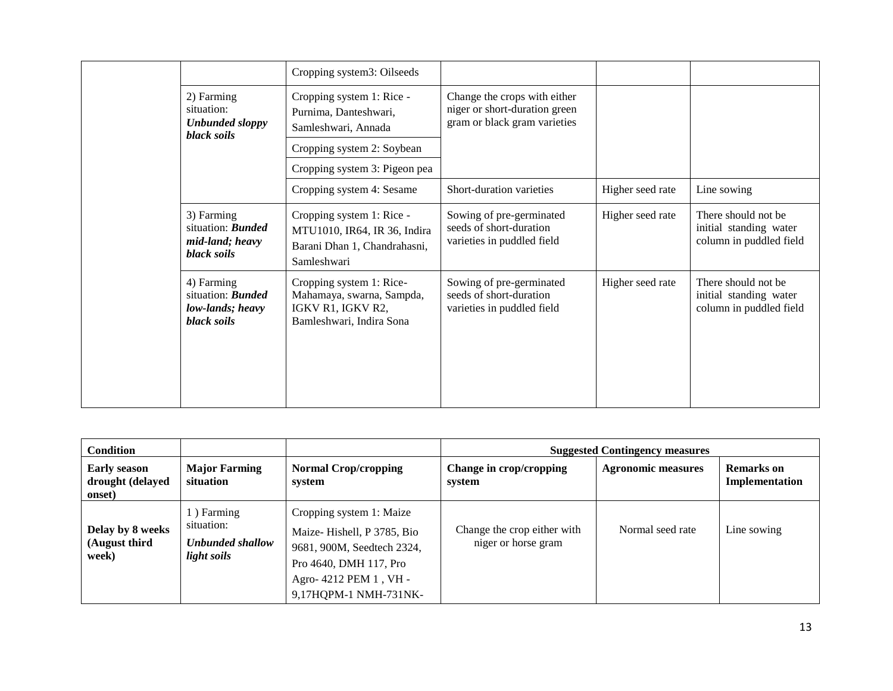| | | | | | |
|---|---|---|---|---|---|
| | | Cropping system3: Oilseeds | | | |
| | 2) Farming situation: ***Unbunded sloppy black soils*** | Cropping system 1: Rice - Purnima, Danteshwari, Samleshwari, Annada | Change the crops with either niger or short-duration green gram or black gram varieties | | |
| | | Cropping system 2: Soybean | | | |
| | | Cropping system 3: Pigeon pea | | | |
| | | Cropping system 4: Sesame | Short-duration varieties | Higher seed rate | Line sowing |
| | 3) Farming situation: ***Bunded mid-land; heavy black soils*** | Cropping system 1: Rice - MTU1010, IR64, IR 36, Indira Barani Dhan 1, Chandrahasni, Samleshwari | Sowing of pre-germinated seeds of short-duration varieties in puddled field | Higher seed rate | There should not be initial standing water column in puddled field |
| | 4) Farming situation: ***Bunded low-lands; heavy black soils*** | Cropping system 1: Rice- Mahamaya, swarna, Sampda, IGKV R1, IGKV R2, Bamleshwari, Indira Sona | Sowing of pre-germinated seeds of short-duration varieties in puddled field | Higher seed rate | There should not be initial standing water column in puddled field |

| **Condition** | | | **Suggested Contingency measures** | | |
|---|---|---|---|---|---|
| **Early season drought (delayed onset)** | **Major Farming situation** | **Normal Crop/cropping system** | **Change in crop/cropping system** | **Agronomic measures** | **Remarks on Implementation** |
| **Delay by 8 weeks (August third week)** | 1 ) Farming situation: ***Unbunded shallow light soils*** | Cropping system 1: Maize<br>Maize- Hishell, P 3785, Bio 9681, 900M, Seedtech 2324, Pro 4640, DMH 117, Pro Agro- 4212 PEM 1 , VH - 9,17HQPM-1 NMH-731NK- | Change the crop either with niger or horse gram | Normal seed rate | Line sowing |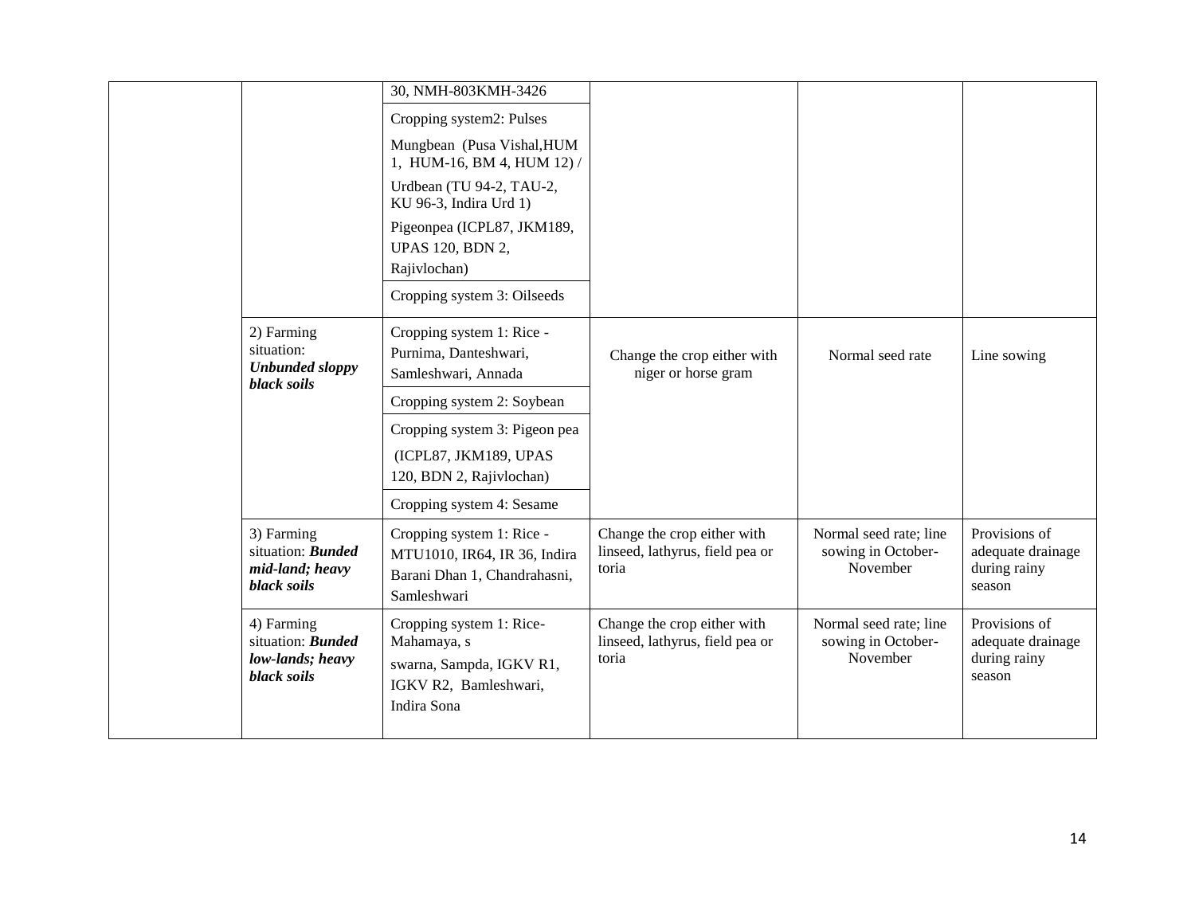|  |  | 30, NMH-803KMH-3426 |  |  |  |
|---|---|---|---|---|---|
|  |  | Cropping system2: Pulses<br>Mungbean (Pusa Vishal,HUM 1, HUM-16, BM 4, HUM 12) /<br>Urdbean (TU 94-2, TAU-2, KU 96-3, Indira Urd 1)<br>Pigeonpea (ICPL87, JKM189, UPAS 120, BDN 2, Rajivlochan) |  |  |  |
|  |  | Cropping system 3: Oilseeds |  |  |  |
|  | 2) Farming situation: ***Unbunded sloppy black soils*** | Cropping system 1: Rice - Purnima, Danteshwari, Samleshwari, Annada | Change the crop either with niger or horse gram | Normal seed rate | Line sowing |
|  |  | Cropping system 2: Soybean |  |  |  |
|  |  | Cropping system 3: Pigeon pea (ICPL87, JKM189, UPAS 120, BDN 2, Rajivlochan) |  |  |  |
|  |  | Cropping system 4: Sesame |  |  |  |
|  | 3) Farming situation: ***Bunded mid-land; heavy black soils*** | Cropping system 1: Rice - MTU1010, IR64, IR 36, Indira Barani Dhan 1, Chandrahasni, Samleshwari | Change the crop either with linseed, lathyrus, field pea or toria | Normal seed rate; line sowing in October-November | Provisions of adequate drainage during rainy season |
|  | 4) Farming situation: ***Bunded low-lands; heavy black soils*** | Cropping system 1: Rice- Mahamaya, s swarna, Sampda, IGKV R1, IGKV R2, Bamleshwari, Indira Sona | Change the crop either with linseed, lathyrus, field pea or toria | Normal seed rate; line sowing in October-November | Provisions of adequate drainage during rainy season |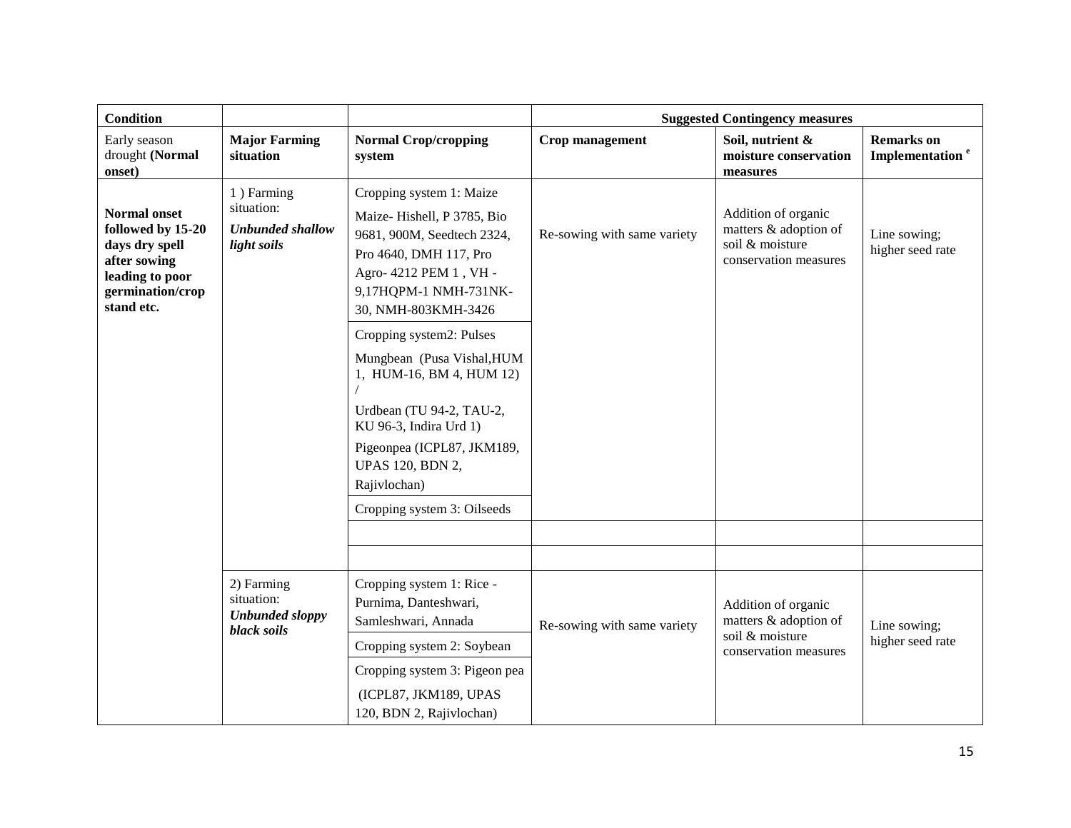| Condition | | | Suggested Contingency measures | | |
|---|---|---|---|---|---|
| Early season drought **(Normal onset)** | **Major Farming situation** | **Normal Crop/cropping system** | **Crop management** | **Soil, nutrient & moisture conservation measures** | **Remarks on Implementation** [e] |
| **Normal onset followed by 15-20 days dry spell after sowing leading to poor germination/crop stand etc.** | 1 ) Farming situation: ***Unbunded shallow light soils*** | Cropping system 1: Maize<br>Maize- Hishell, P 3785, Bio 9681, 900M, Seedtech 2324, Pro 4640, DMH 117, Pro Agro- 4212 PEM 1 , VH - 9,17HQPM-1 NMH-731NK-30, NMH-803KMH-3426 | Re-sowing with same variety | Addition of organic matters & adoption of soil & moisture conservation measures | Line sowing; higher seed rate |
| | | Cropping system2: Pulses<br>Mungbean (Pusa Vishal,HUM 1, HUM-16, BM 4, HUM 12) /<br>Urdbean (TU 94-2, TAU-2, KU 96-3, Indira Urd 1)<br>Pigeonpea (ICPL87, JKM189, UPAS 120, BDN 2, Rajivlochan) | | | |
| | | Cropping system 3: Oilseeds | | | |
| | | | | | |
| | | | | | |
| | 2) Farming situation: ***Unbunded sloppy black soils*** | Cropping system 1: Rice - Purnima, Danteshwari, Samleshwari, Annada | Re-sowing with same variety | Addition of organic matters & adoption of soil & moisture conservation measures | Line sowing; higher seed rate |
| | | Cropping system 2: Soybean | | | |
| | | Cropping system 3: Pigeon pea<br>(ICPL87, JKM189, UPAS 120, BDN 2, Rajivlochan) | | | |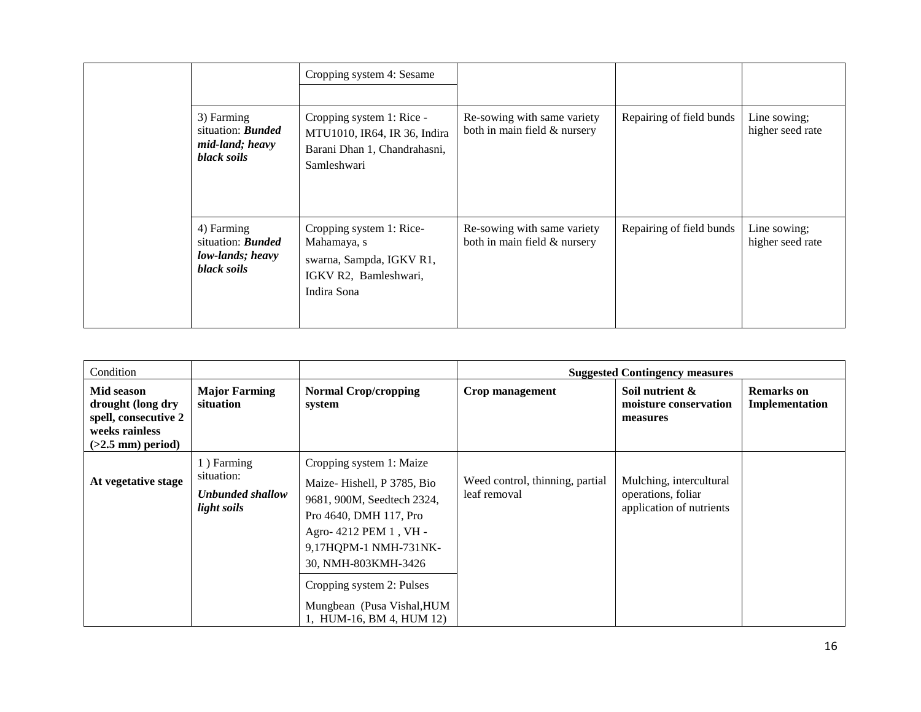| | | Cropping system 4: Sesame | | | |
|---|---|---|---|---|---|
| | 3) Farming situation: ***Bunded mid-land; heavy black soils*** | Cropping system 1: Rice - MTU1010, IR64, IR 36, Indira Barani Dhan 1, Chandrahasni, Samleshwari | Re-sowing with same variety both in main field & nursery | Repairing of field bunds | Line sowing; higher seed rate |
| | 4) Farming situation: ***Bunded low-lands; heavy black soils*** | Cropping system 1: Rice- Mahamaya, s swarna, Sampda, IGKV R1, IGKV R2, Bamleshwari, Indira Sona | Re-sowing with same variety both in main field & nursery | Repairing of field bunds | Line sowing; higher seed rate |

| Condition | | | **Suggested Contingency measures** | | |
|---|---|---|---|---|---|
| **Mid season drought (long dry spell, consecutive 2 weeks rainless (>2.5 mm) period)** | **Major Farming situation** | **Normal Crop/cropping system** | **Crop management** | **Soil nutrient & moisture conservation measures** | **Remarks on Implementation** |
| **At vegetative stage** | 1 ) Farming situation: ***Unbunded shallow light soils*** | Cropping system 1: Maize<br>Maize- Hishell, P 3785, Bio 9681, 900M, Seedtech 2324, Pro 4640, DMH 117, Pro Agro- 4212 PEM 1 , VH -9,17HQPM-1 NMH-731NK-30, NMH-803KMH-3426 | Weed control, thinning, partial leaf removal | Mulching, intercultural operations, foliar application of nutrients | |
| | | Cropping system 2: Pulses<br>Mungbean (Pusa Vishal,HUM 1, HUM-16, BM 4, HUM 12) | | | |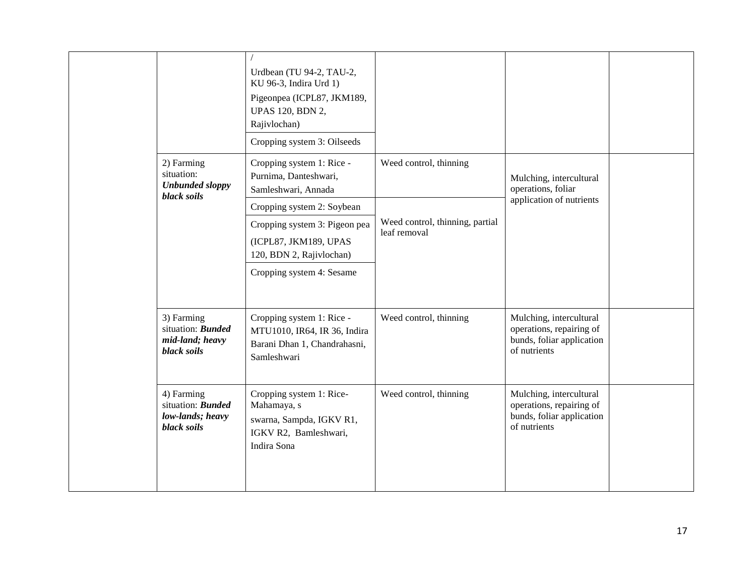| | | | | | |
|---|---|---|---|---|---|
| | | / Urdbean (TU 94-2, TAU-2, KU 96-3, Indira Urd 1) Pigeonpea (ICPL87, JKM189, UPAS 120, BDN 2, Rajivlochan) | | | |
| | | Cropping system 3: Oilseeds | | | |
| | 2) Farming situation: ***Unbunded sloppy black soils*** | Cropping system 1: Rice - Purnima, Danteshwari, Samleshwari, Annada | Weed control, thinning | Mulching, intercultural operations, foliar application of nutrients | |
| | | Cropping system 2: Soybean | Weed control, thinning, partial leaf removal | | |
| | | Cropping system 3: Pigeon pea (ICPL87, JKM189, UPAS 120, BDN 2, Rajivlochan) | | | |
| | | Cropping system 4: Sesame | | | |
| | 3) Farming situation: ***Bunded mid-land; heavy black soils*** | Cropping system 1: Rice - MTU1010, IR64, IR 36, Indira Barani Dhan 1, Chandrahasni, Samleshwari | Weed control, thinning | Mulching, intercultural operations, repairing of bunds, foliar application of nutrients | |
| | 4) Farming situation: ***Bunded low-lands; heavy black soils*** | Cropping system 1: Rice-Mahamaya, s swarna, Sampda, IGKV R1, IGKV R2, Bamleshwari, Indira Sona | Weed control, thinning | Mulching, intercultural operations, repairing of bunds, foliar application of nutrients | |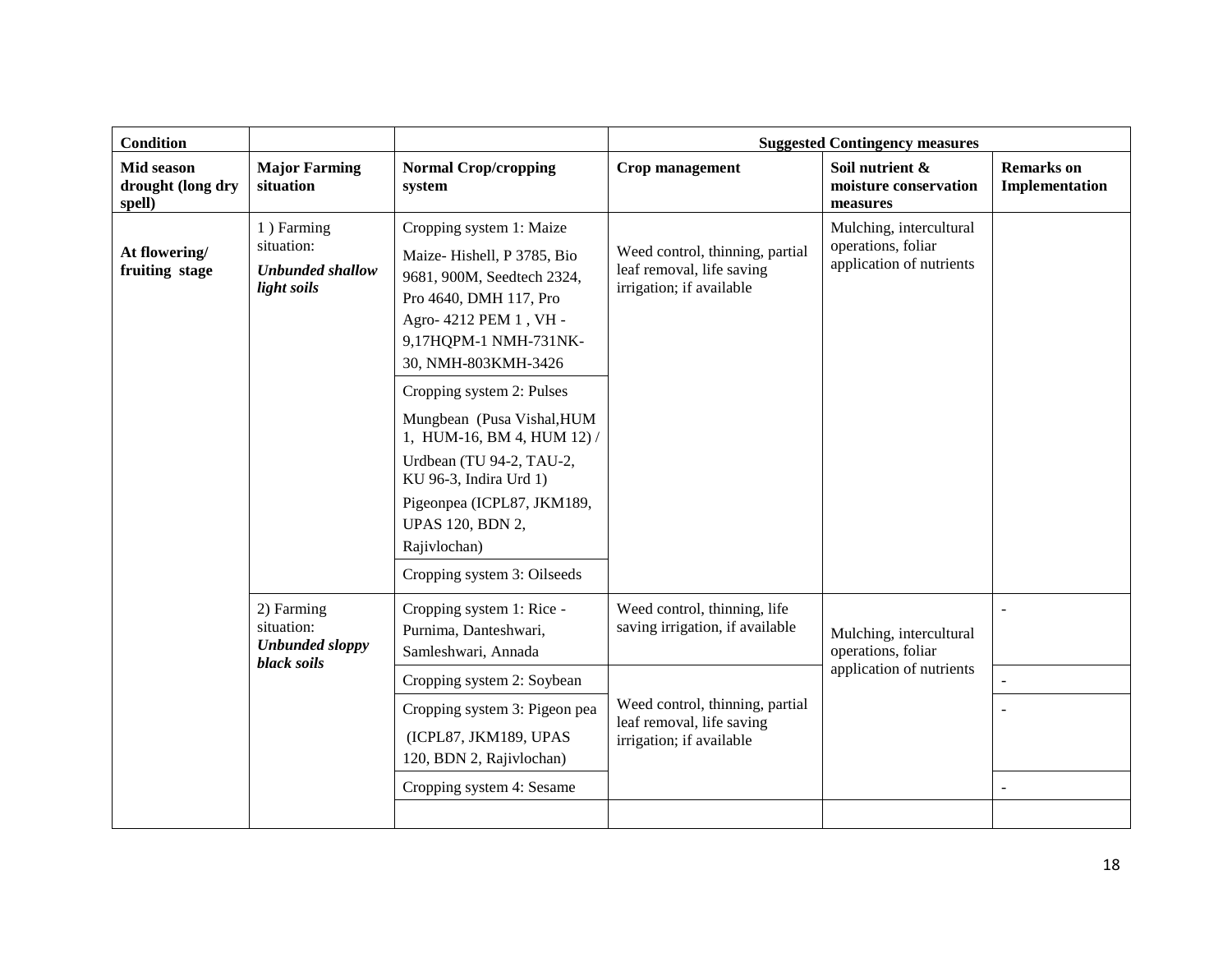| Condition | | | Suggested Contingency measures | | |
|---|---|---|---|---|---|
| **Mid season drought (long dry spell)** | **Major Farming situation** | **Normal Crop/cropping system** | **Crop management** | **Soil nutrient & moisture conservation measures** | **Remarks on Implementation** |
| **At flowering/ fruiting stage** | 1 ) Farming situation: ***Unbunded shallow light soils*** | Cropping system 1: Maize<br>Maize- Hishell, P 3785, Bio 9681, 900M, Seedtech 2324, Pro 4640, DMH 117, Pro Agro- 4212 PEM 1 , VH - 9,17HQPM-1 NMH-731NK-30, NMH-803KMH-3426 | Weed control, thinning, partial leaf removal, life saving irrigation; if available | Mulching, intercultural operations, foliar application of nutrients | |
| | | Cropping system 2: Pulses<br>Mungbean (Pusa Vishal,HUM 1, HUM-16, BM 4, HUM 12) /<br>Urdbean (TU 94-2, TAU-2, KU 96-3, Indira Urd 1)<br>Pigeonpea (ICPL87, JKM189, UPAS 120, BDN 2, Rajivlochan) | | | |
| | | Cropping system 3: Oilseeds | | | |
| | 2) Farming situation: ***Unbunded sloppy black soils*** | Cropping system 1: Rice - Purnima, Danteshwari, Samleshwari, Annada | Weed control, thinning, life saving irrigation, if available | Mulching, intercultural operations, foliar application of nutrients | - |
| | | Cropping system 2: Soybean | Weed control, thinning, partial leaf removal, life saving irrigation; if available | | - |
| | | Cropping system 3: Pigeon pea<br>(ICPL87, JKM189, UPAS 120, BDN 2, Rajivlochan) | | | - |
| | | Cropping system 4: Sesame | | | - |
| | | | | | |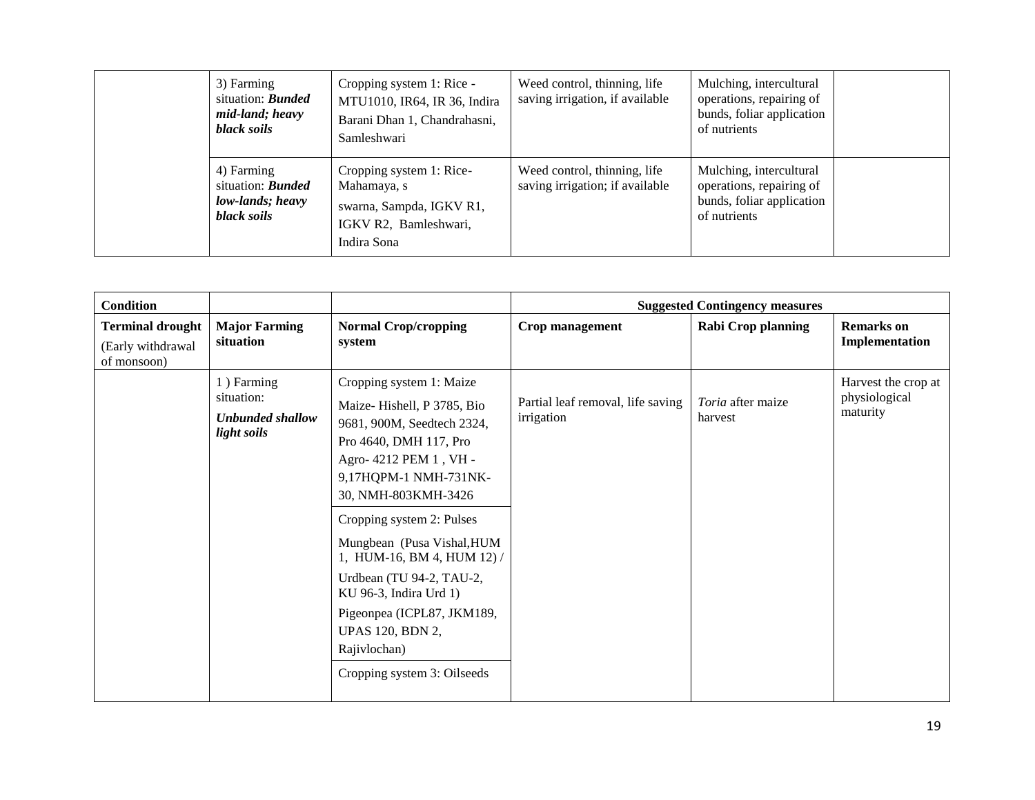| | | | | | |
|---|---|---|---|---|---|
| | 3) Farming situation: ***Bunded mid-land; heavy black soils*** | Cropping system 1: Rice - MTU1010, IR64, IR 36, Indira Barani Dhan 1, Chandrahasni, Samleshwari | Weed control, thinning, life saving irrigation, if available | Mulching, intercultural operations, repairing of bunds, foliar application of nutrients | |
| | 4) Farming situation: ***Bunded low-lands; heavy black soils*** | Cropping system 1: Rice-Mahamaya, s swarna, Sampda, IGKV R1, IGKV R2, Bamleshwari, Indira Sona | Weed control, thinning, life saving irrigation; if available | Mulching, intercultural operations, repairing of bunds, foliar application of nutrients | |

| **Condition** | | | **Suggested Contingency measures** | | |
|---|---|---|---|---|---|
| **Terminal drought** (Early withdrawal of monsoon) | **Major Farming situation** | **Normal Crop/cropping system** | **Crop management** | **Rabi Crop planning** | **Remarks on Implementation** |
| | 1 ) Farming situation: ***Unbunded shallow light soils*** | Cropping system 1: Maize<br>Maize- Hishell, P 3785, Bio 9681, 900M, Seedtech 2324, Pro 4640, DMH 117, Pro Agro- 4212 PEM 1 , VH - 9,17HQPM-1 NMH-731NK-30, NMH-803KMH-3426 | Partial leaf removal, life saving irrigation | *Toria* after maize harvest | Harvest the crop at physiological maturity |
| | | Cropping system 2: Pulses<br>Mungbean (Pusa Vishal,HUM 1, HUM-16, BM 4, HUM 12) /<br>Urdbean (TU 94-2, TAU-2, KU 96-3, Indira Urd 1)<br>Pigeonpea (ICPL87, JKM189, UPAS 120, BDN 2, Rajivlochan) | | | |
| | | Cropping system 3: Oilseeds | | | |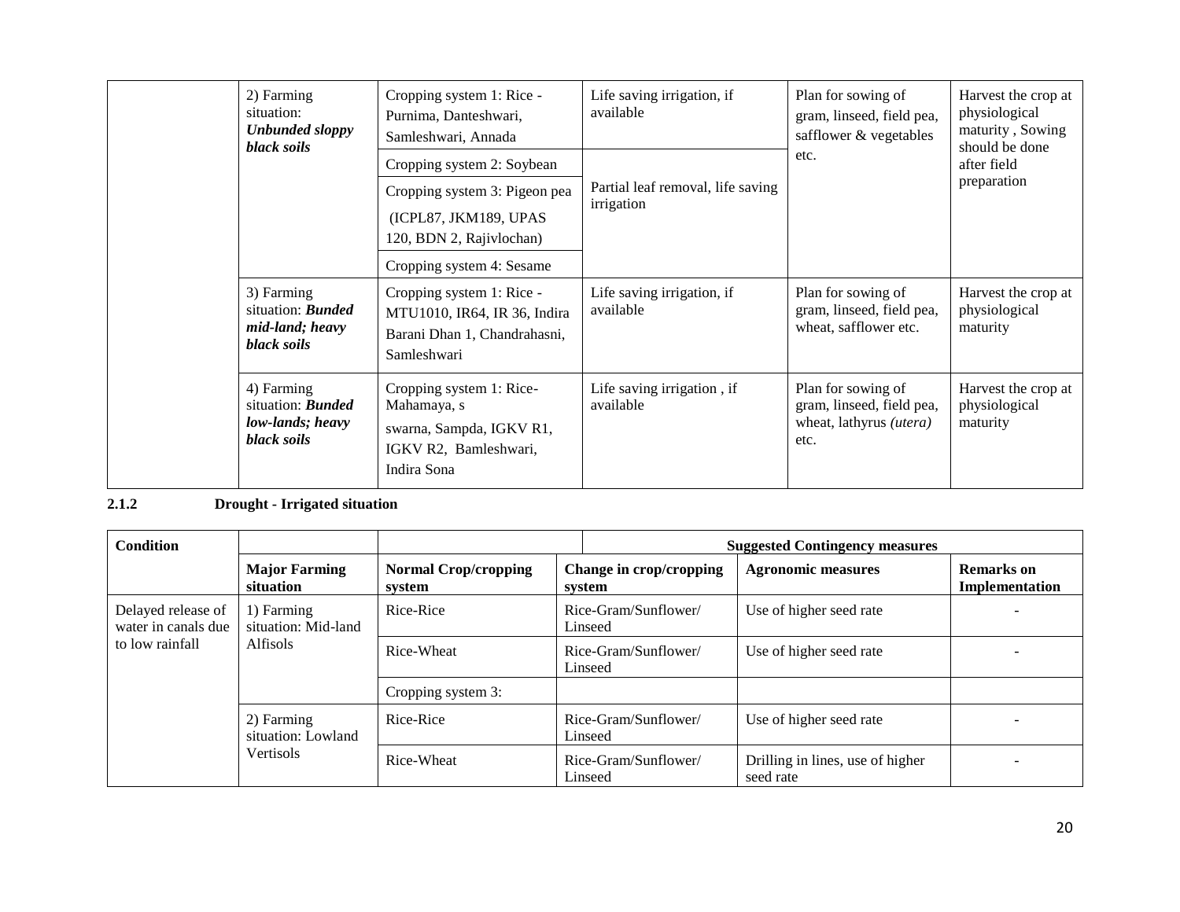| | 2) Farming situation: ***Unbunded sloppy black soils*** | Cropping system 1: Rice - Purnima, Danteshwari, Samleshwari, Annada | Life saving irrigation, if available | Plan for sowing of gram, linseed, field pea, safflower & vegetables etc. | Harvest the crop at physiological maturity , Sowing should be done after field preparation |
|---|---|---|---|---|---|
| | | Cropping system 2: Soybean | Partial leaf removal, life saving irrigation | | |
| | | Cropping system 3: Pigeon pea (ICPL87, JKM189, UPAS 120, BDN 2, Rajivlochan) | | | |
| | | Cropping system 4: Sesame | | | |
| | 3) Farming situation: ***Bunded mid-land; heavy black soils*** | Cropping system 1: Rice - MTU1010, IR64, IR 36, Indira Barani Dhan 1, Chandrahasni, Samleshwari | Life saving irrigation, if available | Plan for sowing of gram, linseed, field pea, wheat, safflower etc. | Harvest the crop at physiological maturity |
| | 4) Farming situation: ***Bunded low-lands; heavy black soils*** | Cropping system 1: Rice- Mahamaya, s swarna, Sampda, IGKV R1, IGKV R2, Bamleshwari, Indira Sona | Life saving irrigation , if available | Plan for sowing of gram, linseed, field pea, wheat, lathyrus *(utera)* etc. | Harvest the crop at physiological maturity |

**2.1.2 Drought - Irrigated situation**

| Condition | | | Suggested Contingency measures | | |
|---|---|---|---|---|---|
| | **Major Farming situation** | **Normal Crop/cropping system** | **Change in crop/cropping system** | **Agronomic measures** | **Remarks on Implementation** |
| Delayed release of water in canals due to low rainfall | 1) Farming situation: Mid-land Alfisols | Rice-Rice | Rice-Gram/Sunflower/ Linseed | Use of higher seed rate | - |
| | | Rice-Wheat | Rice-Gram/Sunflower/ Linseed | Use of higher seed rate | - |
| | | Cropping system 3: | | | |
| | 2) Farming situation: Lowland Vertisols | Rice-Rice | Rice-Gram/Sunflower/ Linseed | Use of higher seed rate | - |
| | | Rice-Wheat | Rice-Gram/Sunflower/ Linseed | Drilling in lines, use of higher seed rate | - |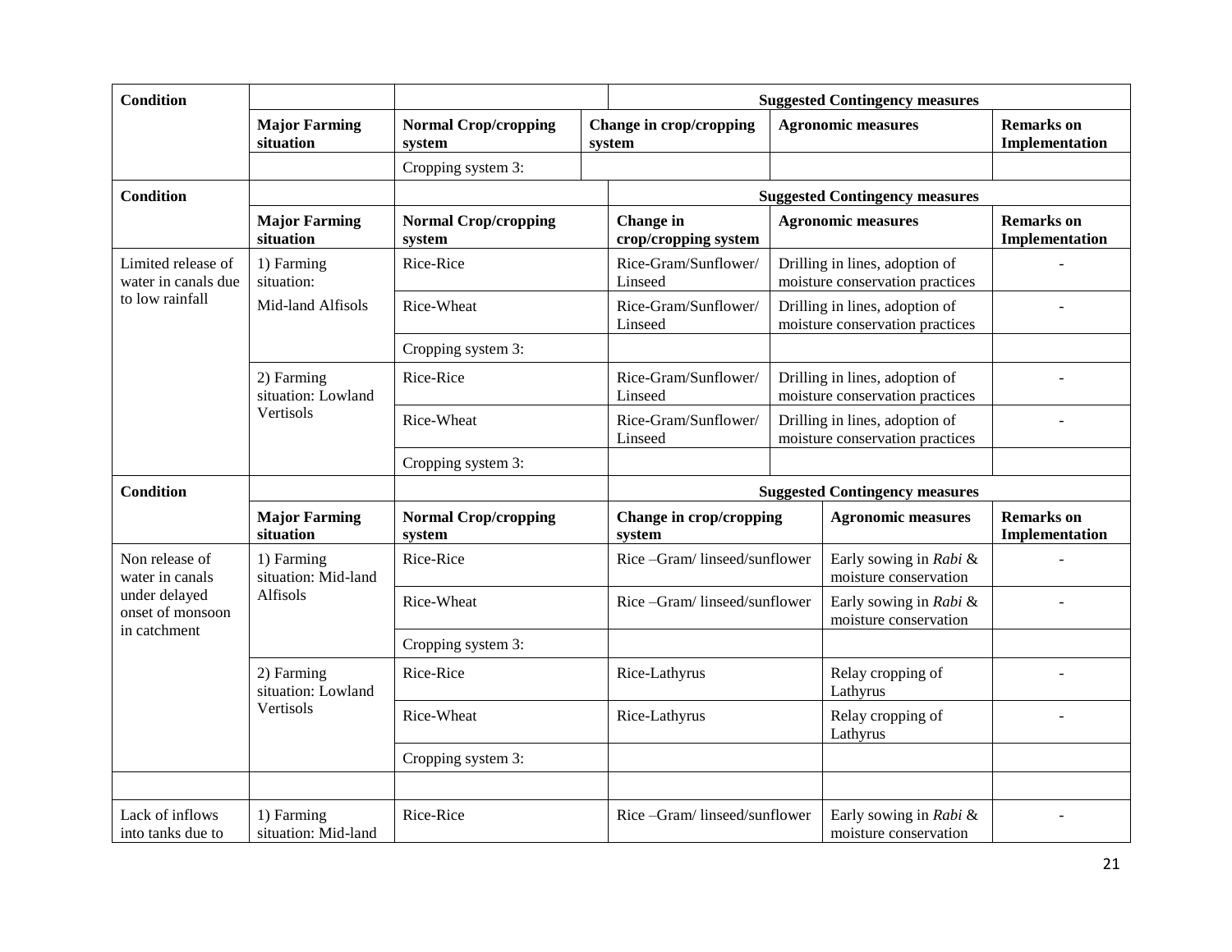| Condition | | | Suggested Contingency measures | | |
|---|---|---|---|---|---|
| | Major Farming situation | Normal Crop/cropping system | Change in crop/cropping system | Agronomic measures | Remarks on Implementation |
| | | Cropping system 3: | | | |

| Condition | | | Suggested Contingency measures | | |
|---|---|---|---|---|---|
| | Major Farming situation | Normal Crop/cropping system | Change in crop/cropping system | Agronomic measures | Remarks on Implementation |
| Limited release of water in canals due to low rainfall | 1) Farming situation: Mid-land Alfisols | Rice-Rice | Rice-Gram/Sunflower/ Linseed | Drilling in lines, adoption of moisture conservation practices | - |
| | | Rice-Wheat | Rice-Gram/Sunflower/ Linseed | Drilling in lines, adoption of moisture conservation practices | - |
| | | Cropping system 3: | | | |
| | 2) Farming situation: Lowland Vertisols | Rice-Rice | Rice-Gram/Sunflower/ Linseed | Drilling in lines, adoption of moisture conservation practices | - |
| | | Rice-Wheat | Rice-Gram/Sunflower/ Linseed | Drilling in lines, adoption of moisture conservation practices | - |
| | | Cropping system 3: | | | |

| Condition | | | Suggested Contingency measures | | |
|---|---|---|---|---|---|
| | Major Farming situation | Normal Crop/cropping system | Change in crop/cropping system | Agronomic measures | Remarks on Implementation |
| Non release of water in canals under delayed onset of monsoon in catchment | 1) Farming situation: Mid-land Alfisols | Rice-Rice | Rice –Gram/ linseed/sunflower | Early sowing in *Rabi* & moisture conservation | - |
| | | Rice-Wheat | Rice –Gram/ linseed/sunflower | Early sowing in *Rabi* & moisture conservation | - |
| | | Cropping system 3: | | | |
| | 2) Farming situation: Lowland Vertisols | Rice-Rice | Rice-Lathyrus | Relay cropping of Lathyrus | - |
| | | Rice-Wheat | Rice-Lathyrus | Relay cropping of Lathyrus | - |
| | | Cropping system 3: | | | |
| | | | | | |
| Lack of inflows into tanks due to | 1) Farming situation: Mid-land | Rice-Rice | Rice –Gram/ linseed/sunflower | Early sowing in *Rabi* & moisture conservation | - |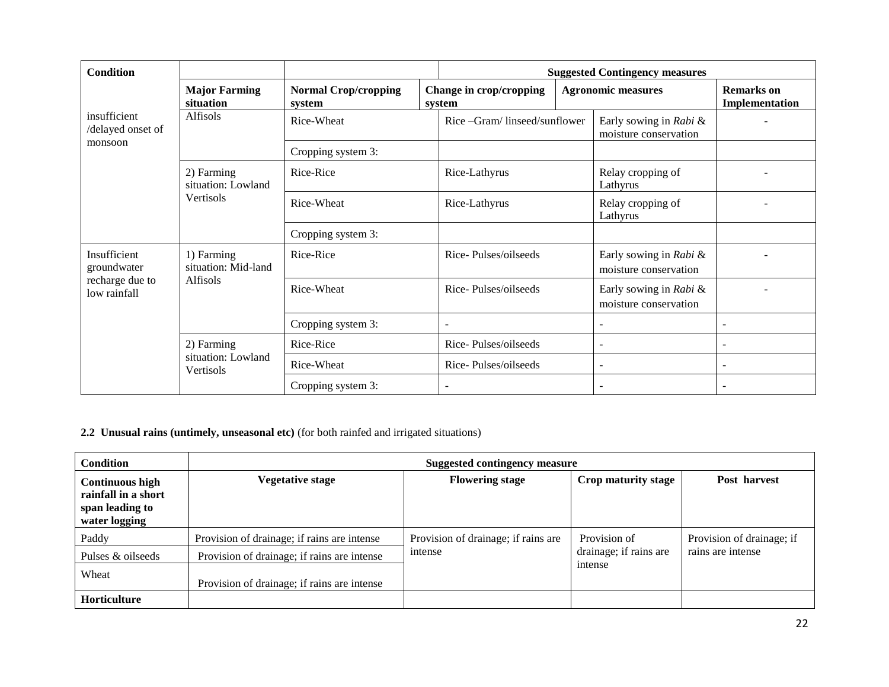| Condition | | | Suggested Contingency measures | | |
|---|---|---|---|---|---|
| | Major Farming situation | Normal Crop/cropping system | Change in crop/cropping system | Agronomic measures | Remarks on Implementation |
| insufficient /delayed onset of monsoon | Alfisols | Rice-Wheat | Rice –Gram/ linseed/sunflower | Early sowing in *Rabi* & moisture conservation | - |
| | | Cropping system 3: | | | |
| | 2) Farming situation: Lowland Vertisols | Rice-Rice | Rice-Lathyrus | Relay cropping of Lathyrus | - |
| | | Rice-Wheat | Rice-Lathyrus | Relay cropping of Lathyrus | - |
| | | Cropping system 3: | | | |
| Insufficient groundwater recharge due to low rainfall | 1) Farming situation: Mid-land Alfisols | Rice-Rice | Rice- Pulses/oilseeds | Early sowing in *Rabi* & moisture conservation | - |
| | | Rice-Wheat | Rice- Pulses/oilseeds | Early sowing in *Rabi* & moisture conservation | - |
| | | Cropping system 3: | - | - | - |
| | 2) Farming situation: Lowland Vertisols | Rice-Rice | Rice- Pulses/oilseeds | - | - |
| | | Rice-Wheat | Rice- Pulses/oilseeds | - | - |
| | | Cropping system 3: | - | - | - |

**2.2 Unusual rains (untimely, unseasonal etc)** (for both rainfed and irrigated situations)

| Condition | Suggested contingency measure | | | |
|---|---|---|---|---|
| **Continuous high rainfall in a short span leading to water logging** | **Vegetative stage** | **Flowering stage** | **Crop maturity stage** | **Post harvest** |
| Paddy | Provision of drainage; if rains are intense | Provision of drainage; if rains are intense | Provision of drainage; if rains are intense | Provision of drainage; if rains are intense |
| Pulses & oilseeds | Provision of drainage; if rains are intense | | | |
| Wheat | Provision of drainage; if rains are intense | | | |
| **Horticulture** | | | | |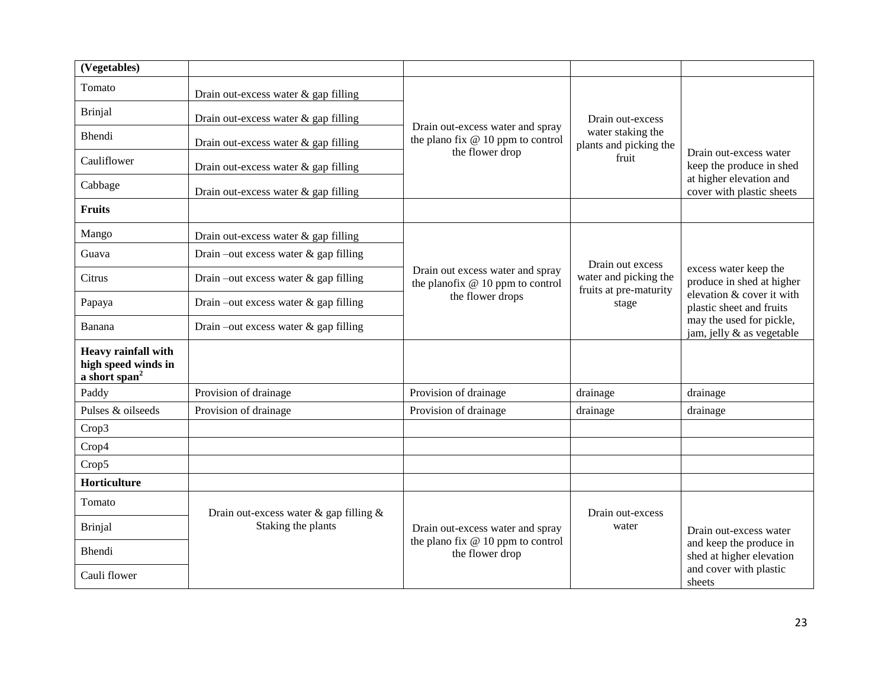| (Vegetables) | | | | |
|---|---|---|---|---|
| Tomato | Drain out-excess water & gap filling | Drain out-excess water and spray the plano fix @ 10 ppm to control the flower drop | Drain out-excess water staking the plants and picking the fruit | Drain out-excess water keep the produce in shed at higher elevation and cover with plastic sheets |
| Brinjal | Drain out-excess water & gap filling | | | |
| Bhendi | Drain out-excess water & gap filling | | | |
| Cauliflower | Drain out-excess water & gap filling | | | |
| Cabbage | Drain out-excess water & gap filling | | | |
| **Fruits** | | | | |
| Mango | Drain out-excess water & gap filling | Drain out excess water and spray the planofix @ 10 ppm to control the flower drops | Drain out excess water and picking the fruits at pre-maturity stage | excess water keep the produce in shed at higher elevation & cover it with plastic sheet and fruits may the used for pickle, jam, jelly & as vegetable |
| Guava | Drain –out excess water & gap filling | | | |
| Citrus | Drain –out excess water & gap filling | | | |
| Papaya | Drain –out excess water & gap filling | | | |
| Banana | Drain –out excess water & gap filling | | | |
| **Heavy rainfall with high speed winds in a short span[2]** | | | | |
| Paddy | Provision of drainage | Provision of drainage | drainage | drainage |
| Pulses & oilseeds | Provision of drainage | Provision of drainage | drainage | drainage |
| Crop3 | | | | |
| Crop4 | | | | |
| Crop5 | | | | |
| **Horticulture** | | | | |
| Tomato | Drain out-excess water & gap filling & Staking the plants | Drain out-excess water and spray the plano fix @ 10 ppm to control the flower drop | Drain out-excess water | Drain out-excess water and keep the produce in shed at higher elevation and cover with plastic sheets |
| Brinjal | | | | |
| Bhendi | | | | |
| Cauli flower | | | | |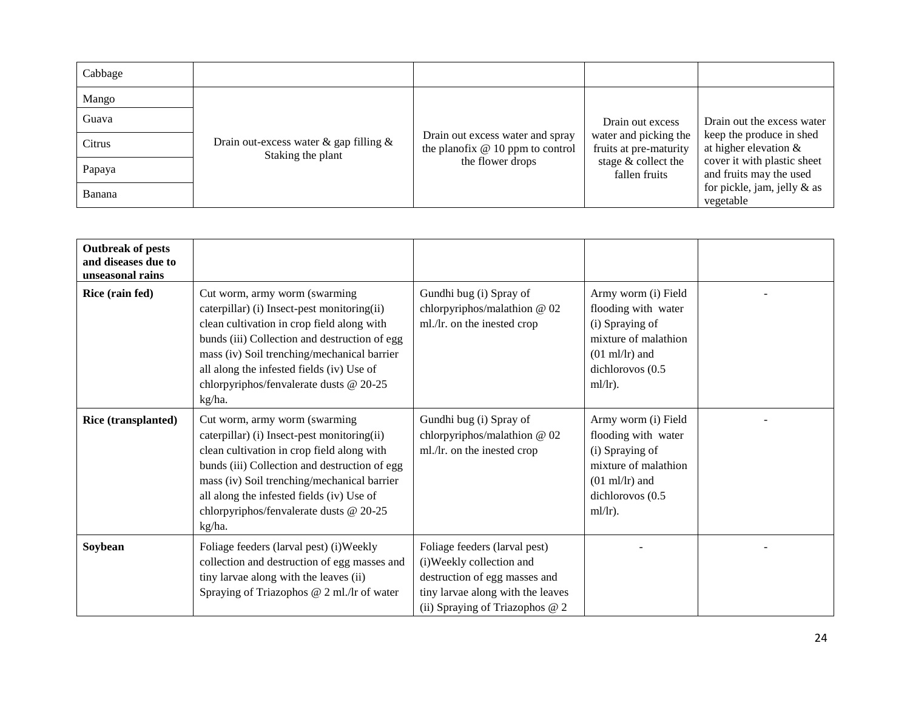| Cabbage | | | | |
|---|---|---|---|---|
| Mango | Drain out-excess water & gap filling & Staking the plant | Drain out excess water and spray the planofix @ 10 ppm to control the flower drops | Drain out excess water and picking the fruits at pre-maturity stage & collect the fallen fruits | Drain out the excess water keep the produce in shed at higher elevation & cover it with plastic sheet and fruits may the used for pickle, jam, jelly & as vegetable |
| Guava | | | | |
| Citrus | | | | |
| Papaya | | | | |
| Banana | | | | |

| **Outbreak of pests and diseases due to unseasonal rains** | | | | |
|---|---|---|---|---|
| **Rice (rain fed)** | Cut worm, army worm (swarming caterpillar) (i) Insect-pest monitoring(ii) clean cultivation in crop field along with bunds (iii) Collection and destruction of egg mass (iv) Soil trenching/mechanical barrier all along the infested fields (iv) Use of chlorpyriphos/fenvalerate dusts @ 20-25 kg/ha. | Gundhi bug (i) Spray of chlorpyriphos/malathion @ 02 ml./lr. on the inested crop | Army worm (i) Field flooding with water (i) Spraying of mixture of malathion (01 ml/lr) and dichlorovos (0.5 ml/lr). | - |
| **Rice (transplanted)** | Cut worm, army worm (swarming caterpillar) (i) Insect-pest monitoring(ii) clean cultivation in crop field along with bunds (iii) Collection and destruction of egg mass (iv) Soil trenching/mechanical barrier all along the infested fields (iv) Use of chlorpyriphos/fenvalerate dusts @ 20-25 kg/ha. | Gundhi bug (i) Spray of chlorpyriphos/malathion @ 02 ml./lr. on the inested crop | Army worm (i) Field flooding with water (i) Spraying of mixture of malathion (01 ml/lr) and dichlorovos (0.5 ml/lr). | - |
| **Soybean** | Foliage feeders (larval pest) (i)Weekly collection and destruction of egg masses and tiny larvae along with the leaves (ii) Spraying of Triazophos @ 2 ml./lr of water | Foliage feeders (larval pest) (i)Weekly collection and destruction of egg masses and tiny larvae along with the leaves (ii) Spraying of Triazophos @ 2 | - | - |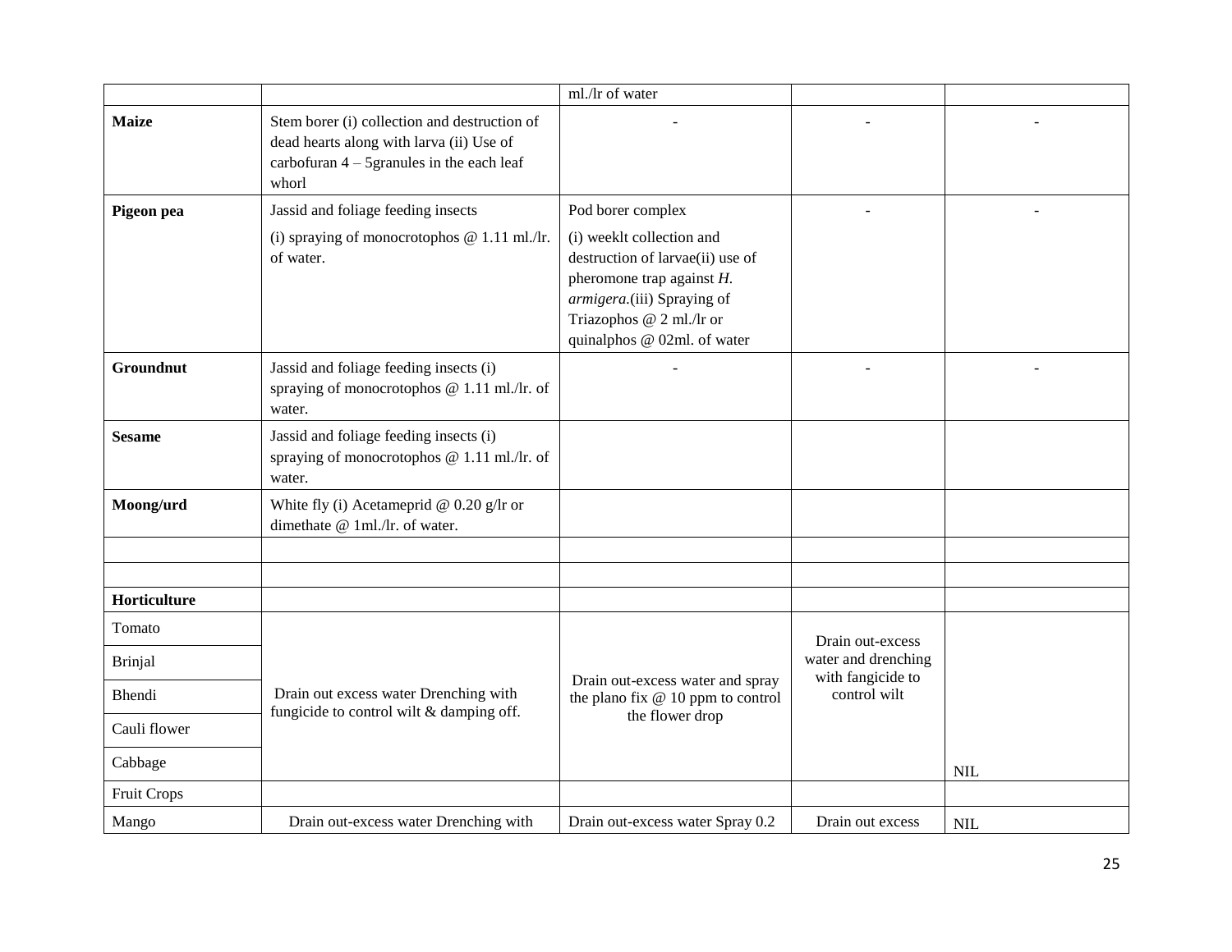| | | | | |
|---|---|---|---|---|
| | | ml./lr of water | | |
| **Maize** | Stem borer (i) collection and destruction of dead hearts along with larva (ii) Use of carbofuran 4 – 5granules in the each leaf whorl | - | - | - |
| **Pigeon pea** | Jassid and foliage feeding insects (i) spraying of monocrotophos @ 1.11 ml./lr. of water. | Pod borer complex (i) weeklt collection and destruction of larvae(ii) use of pheromone trap against *H. armigera*.(iii) Spraying of Triazophos @ 2 ml./lr or quinalphos @ 02ml. of water | - | - |
| **Groundnut** | Jassid and foliage feeding insects (i) spraying of monocrotophos @ 1.11 ml./lr. of water. | - | - | - |
| **Sesame** | Jassid and foliage feeding insects (i) spraying of monocrotophos @ 1.11 ml./lr. of water. | | | |
| **Moong/urd** | White fly (i) Acetameprid @ 0.20 g/lr or dimethate @ 1ml./lr. of water. | | | |
| | | | | |
| | | | | |
| **Horticulture** | | | | |
| Tomato | Drain out excess water Drenching with fungicide to control wilt & damping off. | Drain out-excess water and spray the plano fix @ 10 ppm to control the flower drop | Drain out-excess water and drenching with fangicide to control wilt | NIL |
| Brinjal | | | | |
| Bhendi | | | | |
| Cauli flower | | | | |
| Cabbage | | | | |
| Fruit Crops | | | | |
| Mango | Drain out-excess water Drenching with | Drain out-excess water Spray 0.2 | Drain out excess | NIL |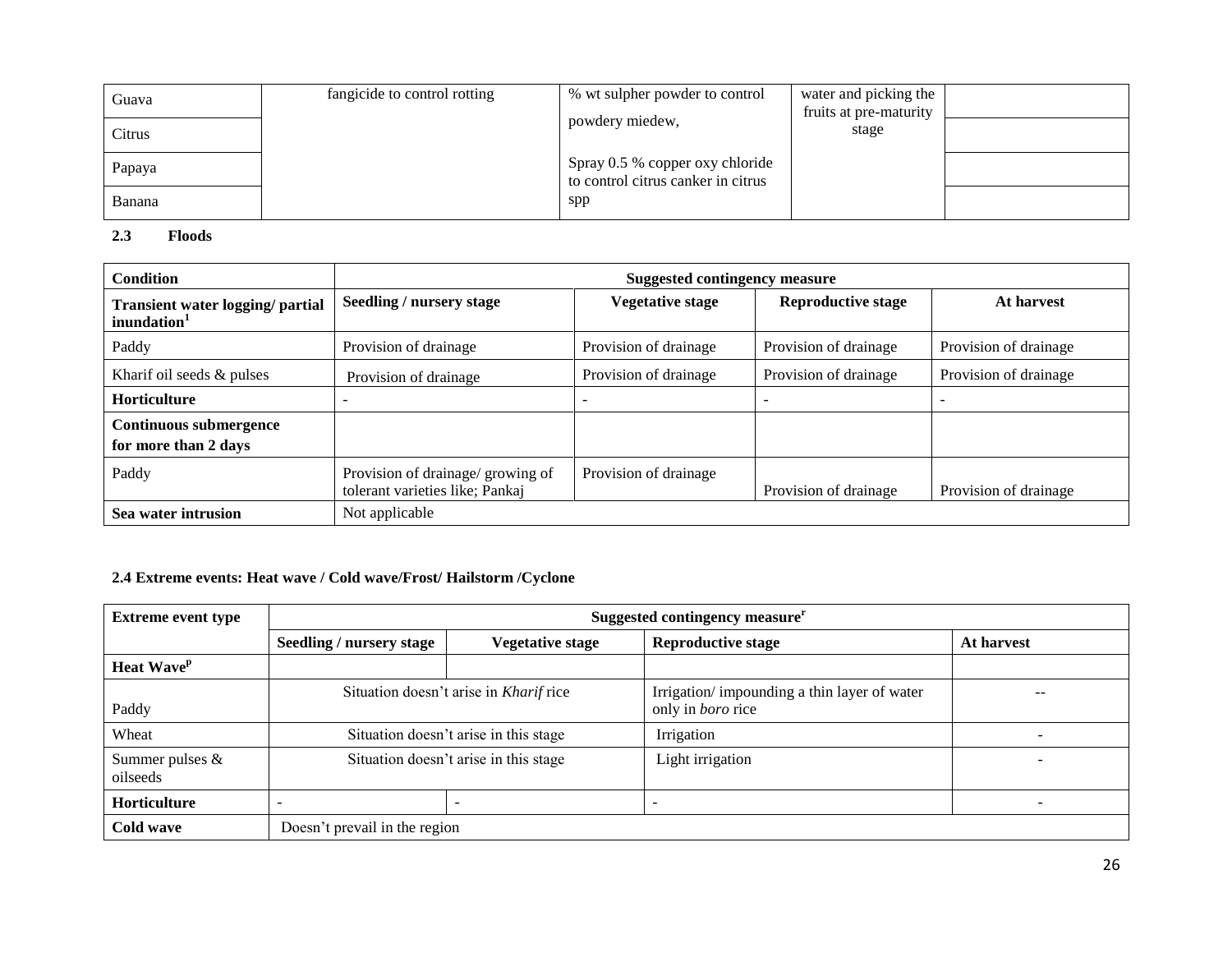| Guava | fangicide to control rotting | % wt sulpher powder to control powdery miedew, Spray 0.5 % copper oxy chloride to control citrus canker in citrus spp | water and picking the fruits at pre-maturity stage | |
|---|---|---|---|---|
| Citrus | | | | |
| Papaya | | | | |
| Banana | | | | |

**2.3 Floods**

| Condition | Suggested contingency measure | | | |
|---|---|---|---|---|
| **Transient water logging/ partial inundation[1]** | **Seedling / nursery stage** | **Vegetative stage** | **Reproductive stage** | **At harvest** |
| Paddy | Provision of drainage | Provision of drainage | Provision of drainage | Provision of drainage |
| Kharif oil seeds & pulses | Provision of drainage | Provision of drainage | Provision of drainage | Provision of drainage |
| **Horticulture** | - | - | - | - |
| **Continuous submergence for more than 2 days** | | | | |
| Paddy | Provision of drainage/ growing of tolerant varieties like; Pankaj | Provision of drainage | Provision of drainage | Provision of drainage |
| **Sea water intrusion** | Not applicable | | | |

**2.4 Extreme events: Heat wave / Cold wave/Frost/ Hailstorm /Cyclone**

| Extreme event type | Suggested contingency measure[r] | | | |
|---|---|---|---|---|
| | **Seedling / nursery stage** | **Vegetative stage** | **Reproductive stage** | **At harvest** |
| **Heat Wave[p]** | | | | |
| Paddy | Situation doesn't arise in *Kharif* rice | | Irrigation/ impounding a thin layer of water only in *boro* rice | -- |
| Wheat | Situation doesn't arise in this stage | | Irrigation | - |
| Summer pulses & oilseeds | Situation doesn't arise in this stage | | Light irrigation | - |
| **Horticulture** | - | - | - | - |
| **Cold wave** | Doesn't prevail in the region | | | |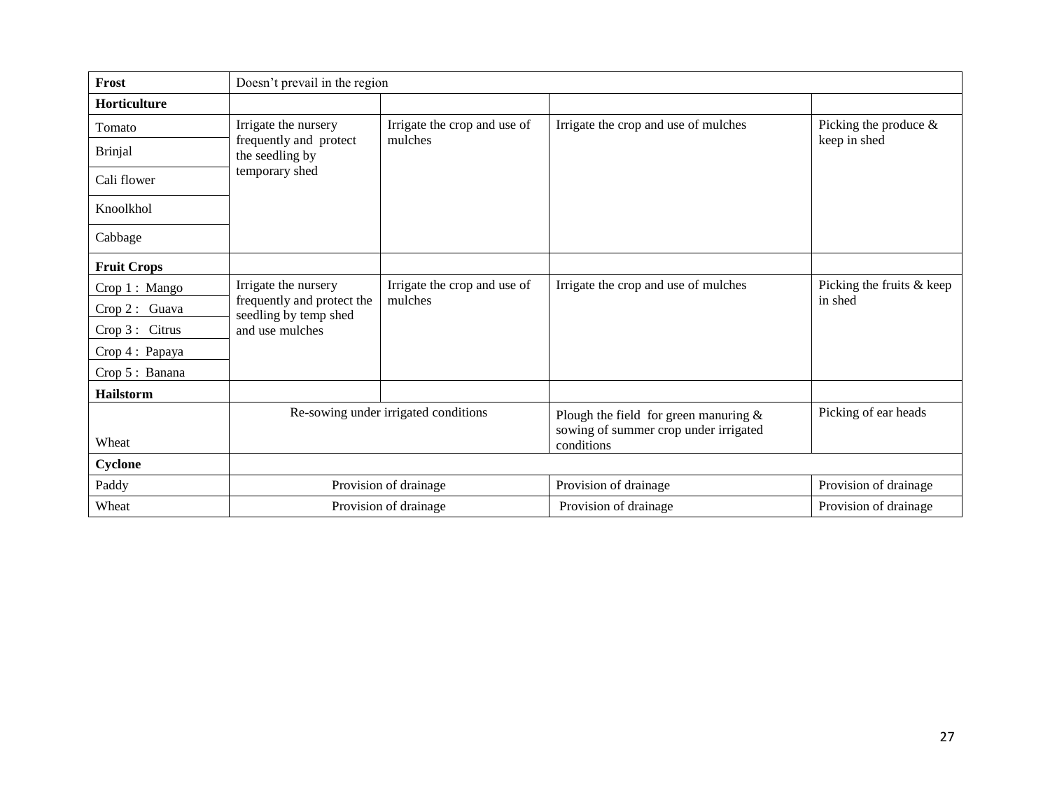| | | | | |
|---|---|---|---|---|
| **Frost** | Doesn't prevail in the region | | | |
| **Horticulture** | | | | |
| Tomato | Irrigate the nursery frequently and protect the seedling by temporary shed | Irrigate the crop and use of mulches | Irrigate the crop and use of mulches | Picking the produce & keep in shed |
| Brinjal | | | | |
| Cali flower | | | | |
| Knoolkhol | | | | |
| Cabbage | | | | |
| **Fruit Crops** | | | | |
| Crop 1 : Mango | Irrigate the nursery frequently and protect the seedling by temp shed and use mulches | Irrigate the crop and use of mulches | Irrigate the crop and use of mulches | Picking the fruits & keep in shed |
| Crop 2 : Guava | | | | |
| Crop 3 : Citrus | | | | |
| Crop 4 : Papaya | | | | |
| Crop 5 : Banana | | | | |
| **Hailstorm** | | | | |
| Wheat | Re-sowing under irrigated conditions | | Plough the field for green manuring & sowing of summer crop under irrigated conditions | Picking of ear heads |
| **Cyclone** | | | | |
| Paddy | Provision of drainage | | Provision of drainage | Provision of drainage |
| Wheat | Provision of drainage | | Provision of drainage | Provision of drainage |